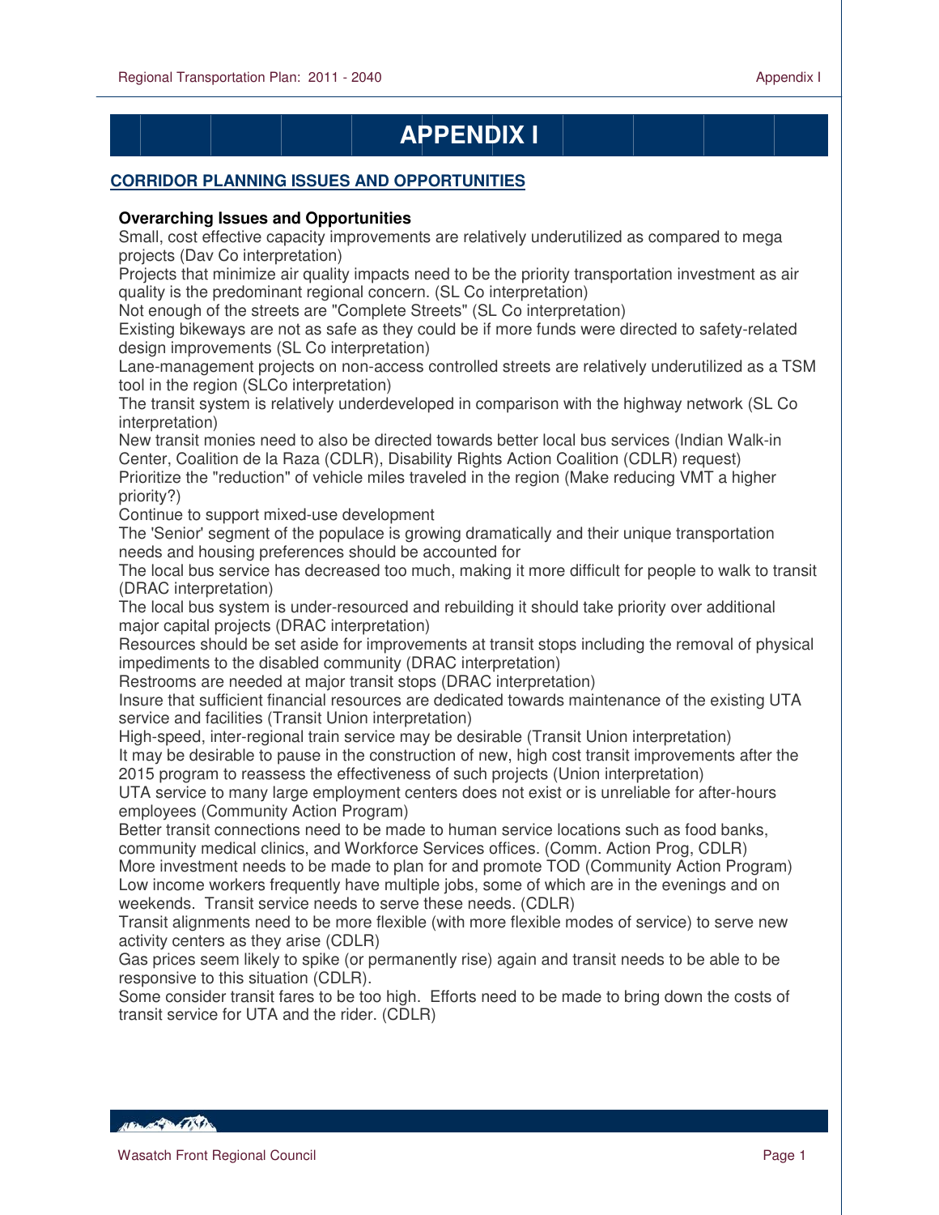# APPENDIX I

## CORRIDOR PLANNING ISSUES AND OPPORTUNITIES

### Overarching Issues and Opportunities

Small, cost effective capacity improvements are relatively underutilized as compared to mega projects (Dav Co interpretation)

Projects that minimize air quality impacts need to be the priority transportation investment as air quality is the predominant regional concern. (SL Co interpretation)

Not enough of the streets are "Complete Streets" (SL Co interpretation)

Existing bikeways are not as safe as they could be if more funds were directed to safety-related design improvements (SL Co interpretation)

Lane-management projects on non-access controlled streets are relatively underutilized as a TSM tool in the region (SLCo interpretation)

The transit system is relatively underdeveloped in comparison with the highway network (SL Co interpretation)

New transit monies need to also be directed towards better local bus services (Indian Walk-in Center, Coalition de la Raza (CDLR), Disability Rights Action Coalition (CDLR) request)

Prioritize the "reduction" of vehicle miles traveled in the region (Make reducing VMT a higher priority?)

Continue to support mixed-use development

The 'Senior' segment of the populace is growing dramatically and their unique transportation needs and housing preferences should be accounted for

The local bus service has decreased too much, making it more difficult for people to walk to transit (DRAC interpretation)

The local bus system is under-resourced and rebuilding it should take priority over additional major capital projects (DRAC interpretation)

Resources should be set aside for improvements at transit stops including the removal of physical impediments to the disabled community (DRAC interpretation)

Restrooms are needed at major transit stops (DRAC interpretation)

Insure that sufficient financial resources are dedicated towards maintenance of the existing UTA service and facilities (Transit Union interpretation)

High-speed, inter-regional train service may be desirable (Transit Union interpretation)

It may be desirable to pause in the construction of new, high cost transit improvements after the 2015 program to reassess the effectiveness of such projects (Union interpretation)

UTA service to many large employment centers does not exist or is unreliable for after-hours employees (Community Action Program)

Better transit connections need to be made to human service locations such as food banks, community medical clinics, and Workforce Services offices. (Comm. Action Prog, CDLR)

More investment needs to be made to plan for and promote TOD (Community Action Program)

Low income workers frequently have multiple jobs, some of which are in the evenings and on weekends. Transit service needs to serve these needs. (CDLR)

Transit alignments need to be more flexible (with more flexible modes of service) to serve new activity centers as they arise (CDLR)

Gas prices seem likely to spike (or permanently rise) again and transit needs to be able to be responsive to this situation (CDLR).

Some consider transit fares to be too high. Efforts need to be made to bring down the costs of transit service for UTA and the rider. (CDLR)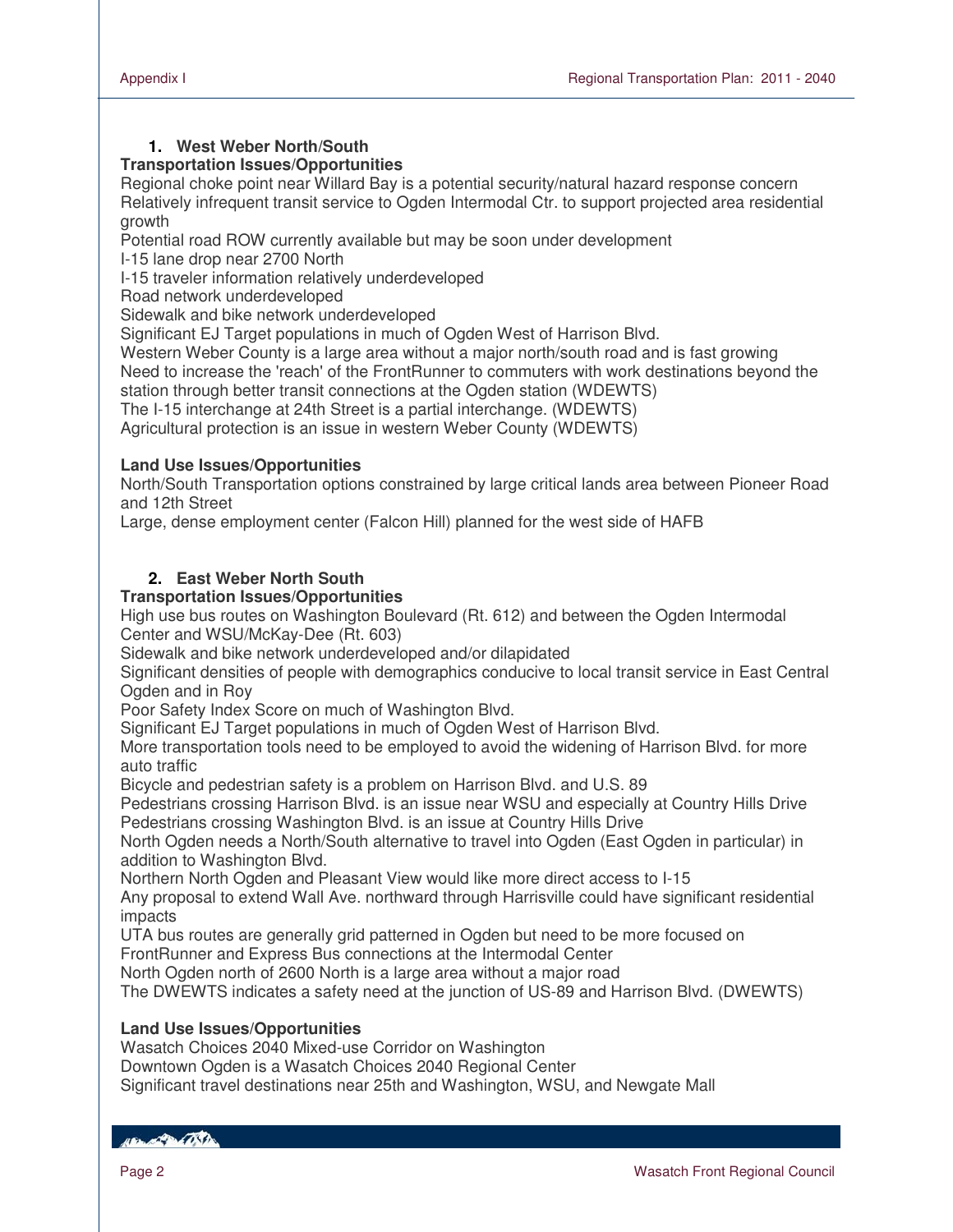### 1. West Weber North/South

**Transportation Issues/Opportunities**

Regional choke point near Willard Bay is a potential security/natural hazard response concern
Relatively infrequent transit service to Ogden Intermodal Ctr. to support projected area residential growth
Potential road ROW currently available but may be soon under development
I-15 lane drop near 2700 North
I-15 traveler information relatively underdeveloped
Road network underdeveloped
Sidewalk and bike network underdeveloped
Significant EJ Target populations in much of Ogden West of Harrison Blvd.
Western Weber County is a large area without a major north/south road and is fast growing
Need to increase the 'reach' of the FrontRunner to commuters with work destinations beyond the station through better transit connections at the Ogden station (WDEWTS)
The I-15 interchange at 24th Street is a partial interchange. (WDEWTS)
Agricultural protection is an issue in western Weber County (WDEWTS)

**Land Use Issues/Opportunities**

North/South Transportation options constrained by large critical lands area between Pioneer Road and 12th Street
Large, dense employment center (Falcon Hill) planned for the west side of HAFB

### 2. East Weber North South

**Transportation Issues/Opportunities**

High use bus routes on Washington Boulevard (Rt. 612) and between the Ogden Intermodal Center and WSU/McKay-Dee (Rt. 603)
Sidewalk and bike network underdeveloped and/or dilapidated
Significant densities of people with demographics conducive to local transit service in East Central Ogden and in Roy
Poor Safety Index Score on much of Washington Blvd.
Significant EJ Target populations in much of Ogden West of Harrison Blvd.
More transportation tools need to be employed to avoid the widening of Harrison Blvd. for more auto traffic
Bicycle and pedestrian safety is a problem on Harrison Blvd. and U.S. 89
Pedestrians crossing Harrison Blvd. is an issue near WSU and especially at Country Hills Drive
Pedestrians crossing Washington Blvd. is an issue at Country Hills Drive
North Ogden needs a North/South alternative to travel into Ogden (East Ogden in particular) in addition to Washington Blvd.
Northern North Ogden and Pleasant View would like more direct access to I-15
Any proposal to extend Wall Ave. northward through Harrisville could have significant residential impacts
UTA bus routes are generally grid patterned in Ogden but need to be more focused on FrontRunner and Express Bus connections at the Intermodal Center
North Ogden north of 2600 North is a large area without a major road
The DWEWTS indicates a safety need at the junction of US-89 and Harrison Blvd. (DWEWTS)

**Land Use Issues/Opportunities**

Wasatch Choices 2040 Mixed-use Corridor on Washington
Downtown Ogden is a Wasatch Choices 2040 Regional Center
Significant travel destinations near 25th and Washington, WSU, and Newgate Mall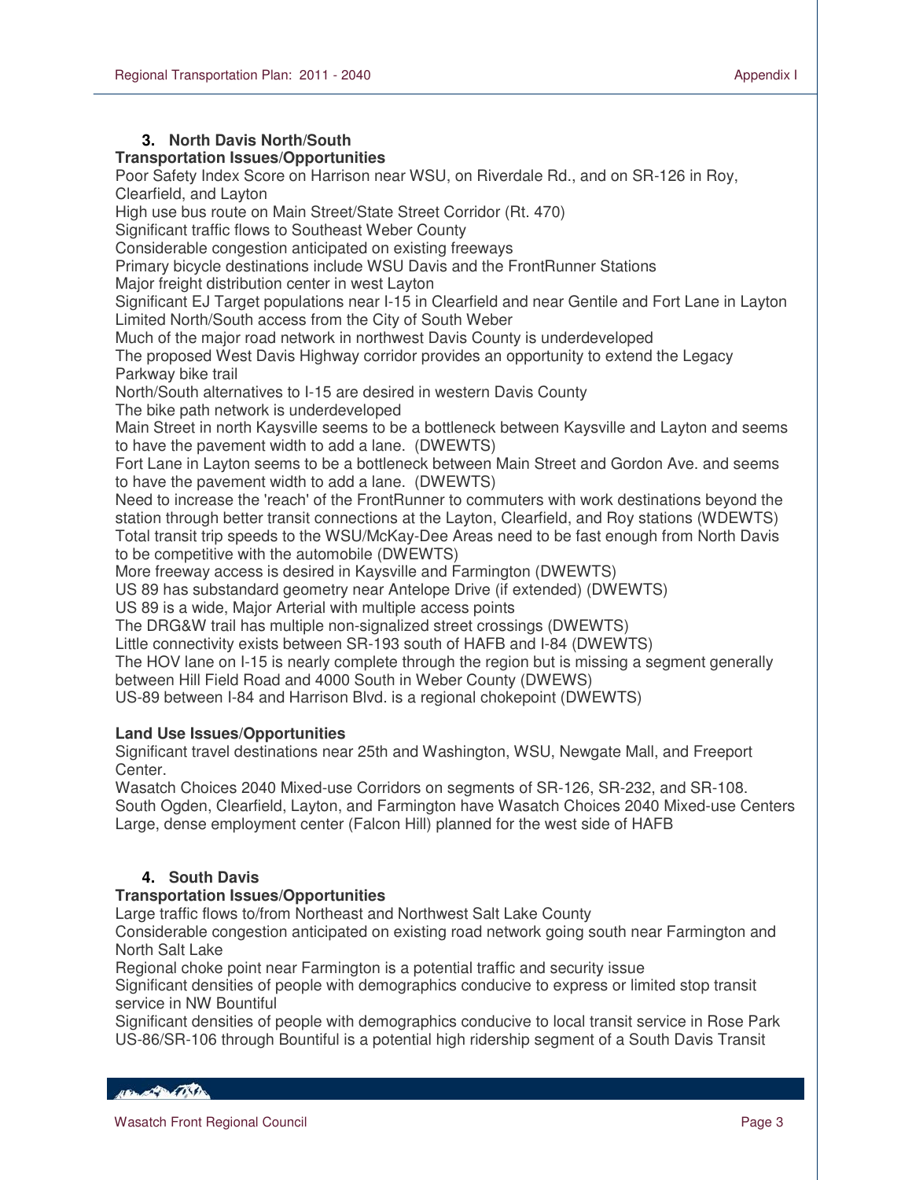### 3. North Davis North/South

**Transportation Issues/Opportunities**

Poor Safety Index Score on Harrison near WSU, on Riverdale Rd., and on SR-126 in Roy, Clearfield, and Layton
High use bus route on Main Street/State Street Corridor (Rt. 470)
Significant traffic flows to Southeast Weber County
Considerable congestion anticipated on existing freeways
Primary bicycle destinations include WSU Davis and the FrontRunner Stations
Major freight distribution center in west Layton
Significant EJ Target populations near I-15 in Clearfield and near Gentile and Fort Lane in Layton
Limited North/South access from the City of South Weber
Much of the major road network in northwest Davis County is underdeveloped
The proposed West Davis Highway corridor provides an opportunity to extend the Legacy Parkway bike trail
North/South alternatives to I-15 are desired in western Davis County
The bike path network is underdeveloped
Main Street in north Kaysville seems to be a bottleneck between Kaysville and Layton and seems to have the pavement width to add a lane. (DWEWTS)
Fort Lane in Layton seems to be a bottleneck between Main Street and Gordon Ave. and seems to have the pavement width to add a lane. (DWEWTS)
Need to increase the 'reach' of the FrontRunner to commuters with work destinations beyond the station through better transit connections at the Layton, Clearfield, and Roy stations (WDEWTS)
Total transit trip speeds to the WSU/McKay-Dee Areas need to be fast enough from North Davis to be competitive with the automobile (DWEWTS)
More freeway access is desired in Kaysville and Farmington (DWEWTS)
US 89 has substandard geometry near Antelope Drive (if extended) (DWEWTS)
US 89 is a wide, Major Arterial with multiple access points
The DRG&W trail has multiple non-signalized street crossings (DWEWTS)
Little connectivity exists between SR-193 south of HAFB and I-84 (DWEWTS)
The HOV lane on I-15 is nearly complete through the region but is missing a segment generally between Hill Field Road and 4000 South in Weber County (DWEWS)
US-89 between I-84 and Harrison Blvd. is a regional chokepoint (DWEWTS)

**Land Use Issues/Opportunities**

Significant travel destinations near 25th and Washington, WSU, Newgate Mall, and Freeport Center.
Wasatch Choices 2040 Mixed-use Corridors on segments of SR-126, SR-232, and SR-108.
South Ogden, Clearfield, Layton, and Farmington have Wasatch Choices 2040 Mixed-use Centers
Large, dense employment center (Falcon Hill) planned for the west side of HAFB

### 4. South Davis

**Transportation Issues/Opportunities**

Large traffic flows to/from Northeast and Northwest Salt Lake County
Considerable congestion anticipated on existing road network going south near Farmington and North Salt Lake
Regional choke point near Farmington is a potential traffic and security issue
Significant densities of people with demographics conducive to express or limited stop transit service in NW Bountiful
Significant densities of people with demographics conducive to local transit service in Rose Park
US-86/SR-106 through Bountiful is a potential high ridership segment of a South Davis Transit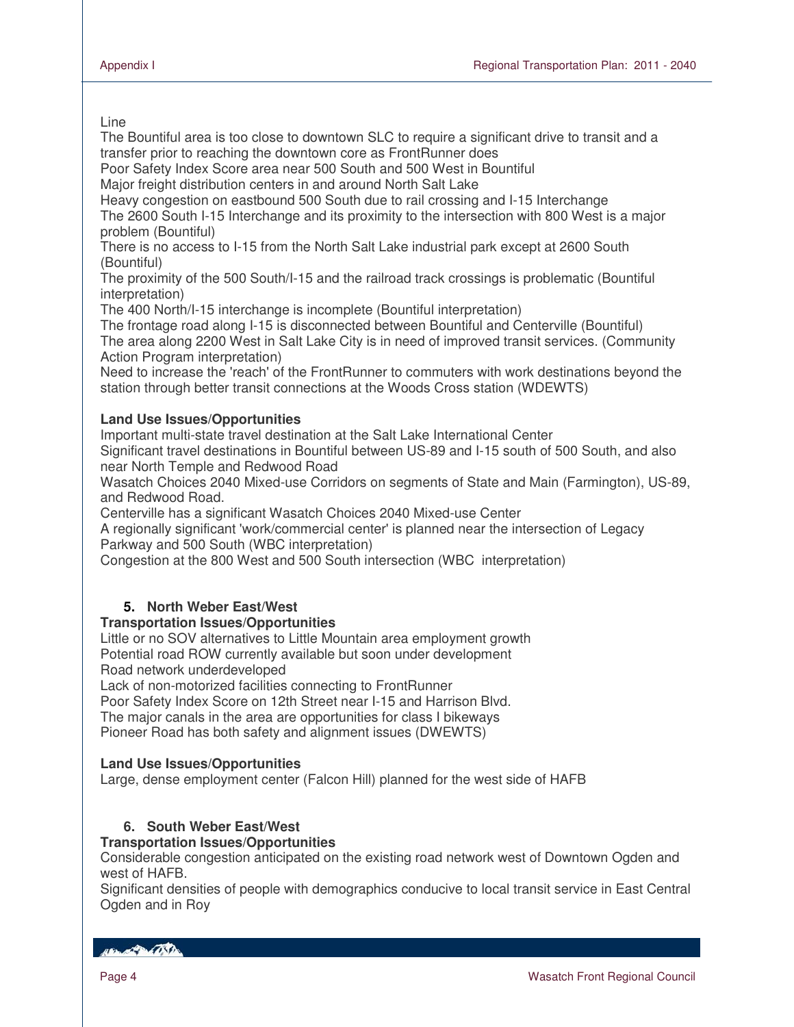Line

The Bountiful area is too close to downtown SLC to require a significant drive to transit and a transfer prior to reaching the downtown core as FrontRunner does

Poor Safety Index Score area near 500 South and 500 West in Bountiful

Major freight distribution centers in and around North Salt Lake

Heavy congestion on eastbound 500 South due to rail crossing and I-15 Interchange

The 2600 South I-15 Interchange and its proximity to the intersection with 800 West is a major problem (Bountiful)

There is no access to I-15 from the North Salt Lake industrial park except at 2600 South (Bountiful)

The proximity of the 500 South/I-15 and the railroad track crossings is problematic (Bountiful interpretation)

The 400 North/I-15 interchange is incomplete (Bountiful interpretation)

The frontage road along I-15 is disconnected between Bountiful and Centerville (Bountiful)

The area along 2200 West in Salt Lake City is in need of improved transit services. (Community Action Program interpretation)

Need to increase the 'reach' of the FrontRunner to commuters with work destinations beyond the station through better transit connections at the Woods Cross station (WDEWTS)

**Land Use Issues/Opportunities**

Important multi-state travel destination at the Salt Lake International Center

Significant travel destinations in Bountiful between US-89 and I-15 south of 500 South, and also near North Temple and Redwood Road

Wasatch Choices 2040 Mixed-use Corridors on segments of State and Main (Farmington), US-89, and Redwood Road.

Centerville has a significant Wasatch Choices 2040 Mixed-use Center

A regionally significant 'work/commercial center' is planned near the intersection of Legacy Parkway and 500 South (WBC interpretation)

Congestion at the 800 West and 500 South intersection (WBC interpretation)

### 5. North Weber East/West

**Transportation Issues/Opportunities**

Little or no SOV alternatives to Little Mountain area employment growth

Potential road ROW currently available but soon under development

Road network underdeveloped

Lack of non-motorized facilities connecting to FrontRunner

Poor Safety Index Score on 12th Street near I-15 and Harrison Blvd.

The major canals in the area are opportunities for class I bikeways

Pioneer Road has both safety and alignment issues (DWEWTS)

**Land Use Issues/Opportunities**

Large, dense employment center (Falcon Hill) planned for the west side of HAFB

### 6. South Weber East/West

**Transportation Issues/Opportunities**

Considerable congestion anticipated on the existing road network west of Downtown Ogden and west of HAFB.

Significant densities of people with demographics conducive to local transit service in East Central Ogden and in Roy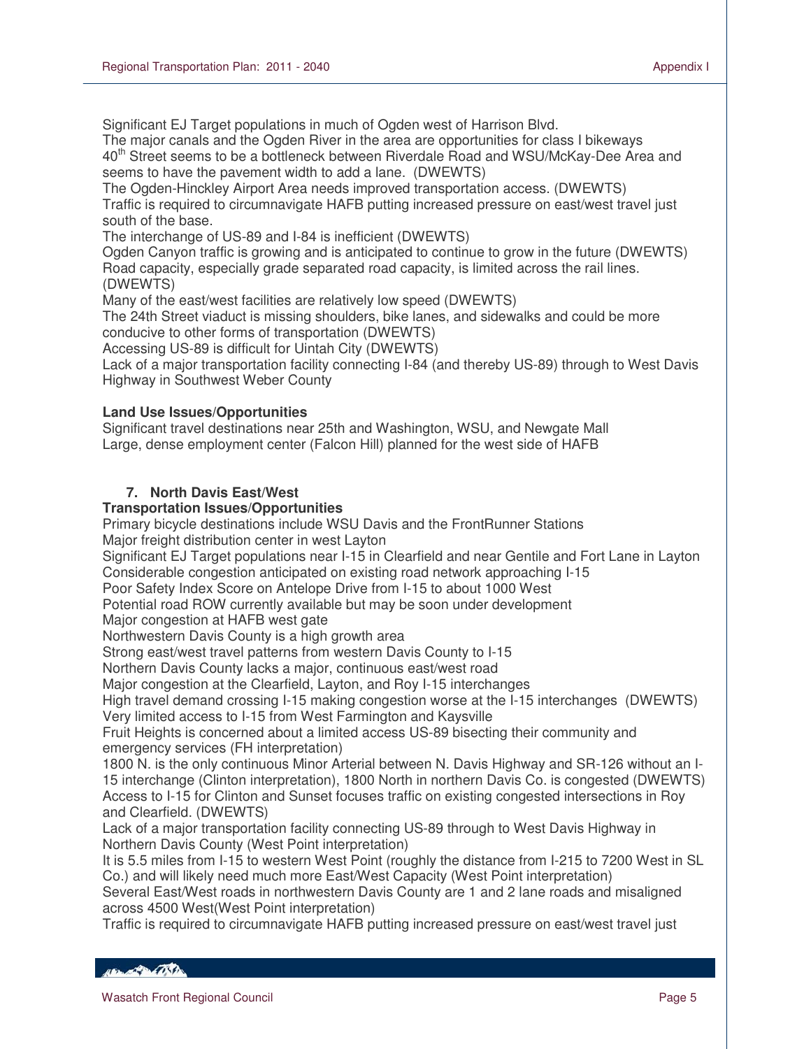Significant EJ Target populations in much of Ogden west of Harrison Blvd.
The major canals and the Ogden River in the area are opportunities for class I bikeways
40th Street seems to be a bottleneck between Riverdale Road and WSU/McKay-Dee Area and seems to have the pavement width to add a lane. (DWEWTS)
The Ogden-Hinckley Airport Area needs improved transportation access. (DWEWTS)
Traffic is required to circumnavigate HAFB putting increased pressure on east/west travel just south of the base.
The interchange of US-89 and I-84 is inefficient (DWEWTS)
Ogden Canyon traffic is growing and is anticipated to continue to grow in the future (DWEWTS)
Road capacity, especially grade separated road capacity, is limited across the rail lines. (DWEWTS)
Many of the east/west facilities are relatively low speed (DWEWTS)
The 24th Street viaduct is missing shoulders, bike lanes, and sidewalks and could be more conducive to other forms of transportation (DWEWTS)
Accessing US-89 is difficult for Uintah City (DWEWTS)
Lack of a major transportation facility connecting I-84 (and thereby US-89) through to West Davis Highway in Southwest Weber County

**Land Use Issues/Opportunities**
Significant travel destinations near 25th and Washington, WSU, and Newgate Mall
Large, dense employment center (Falcon Hill) planned for the west side of HAFB

### 7. North Davis East/West

**Transportation Issues/Opportunities**
Primary bicycle destinations include WSU Davis and the FrontRunner Stations
Major freight distribution center in west Layton
Significant EJ Target populations near I-15 in Clearfield and near Gentile and Fort Lane in Layton
Considerable congestion anticipated on existing road network approaching I-15
Poor Safety Index Score on Antelope Drive from I-15 to about 1000 West
Potential road ROW currently available but may be soon under development
Major congestion at HAFB west gate
Northwestern Davis County is a high growth area
Strong east/west travel patterns from western Davis County to I-15
Northern Davis County lacks a major, continuous east/west road
Major congestion at the Clearfield, Layton, and Roy I-15 interchanges
High travel demand crossing I-15 making congestion worse at the I-15 interchanges (DWEWTS)
Very limited access to I-15 from West Farmington and Kaysville
Fruit Heights is concerned about a limited access US-89 bisecting their community and emergency services (FH interpretation)
1800 N. is the only continuous Minor Arterial between N. Davis Highway and SR-126 without an I-15 interchange (Clinton interpretation), 1800 North in northern Davis Co. is congested (DWEWTS)
Access to I-15 for Clinton and Sunset focuses traffic on existing congested intersections in Roy and Clearfield. (DWEWTS)
Lack of a major transportation facility connecting US-89 through to West Davis Highway in Northern Davis County (West Point interpretation)
It is 5.5 miles from I-15 to western West Point (roughly the distance from I-215 to 7200 West in SL Co.) and will likely need much more East/West Capacity (West Point interpretation)
Several East/West roads in northwestern Davis County are 1 and 2 lane roads and misaligned across 4500 West(West Point interpretation)
Traffic is required to circumnavigate HAFB putting increased pressure on east/west travel just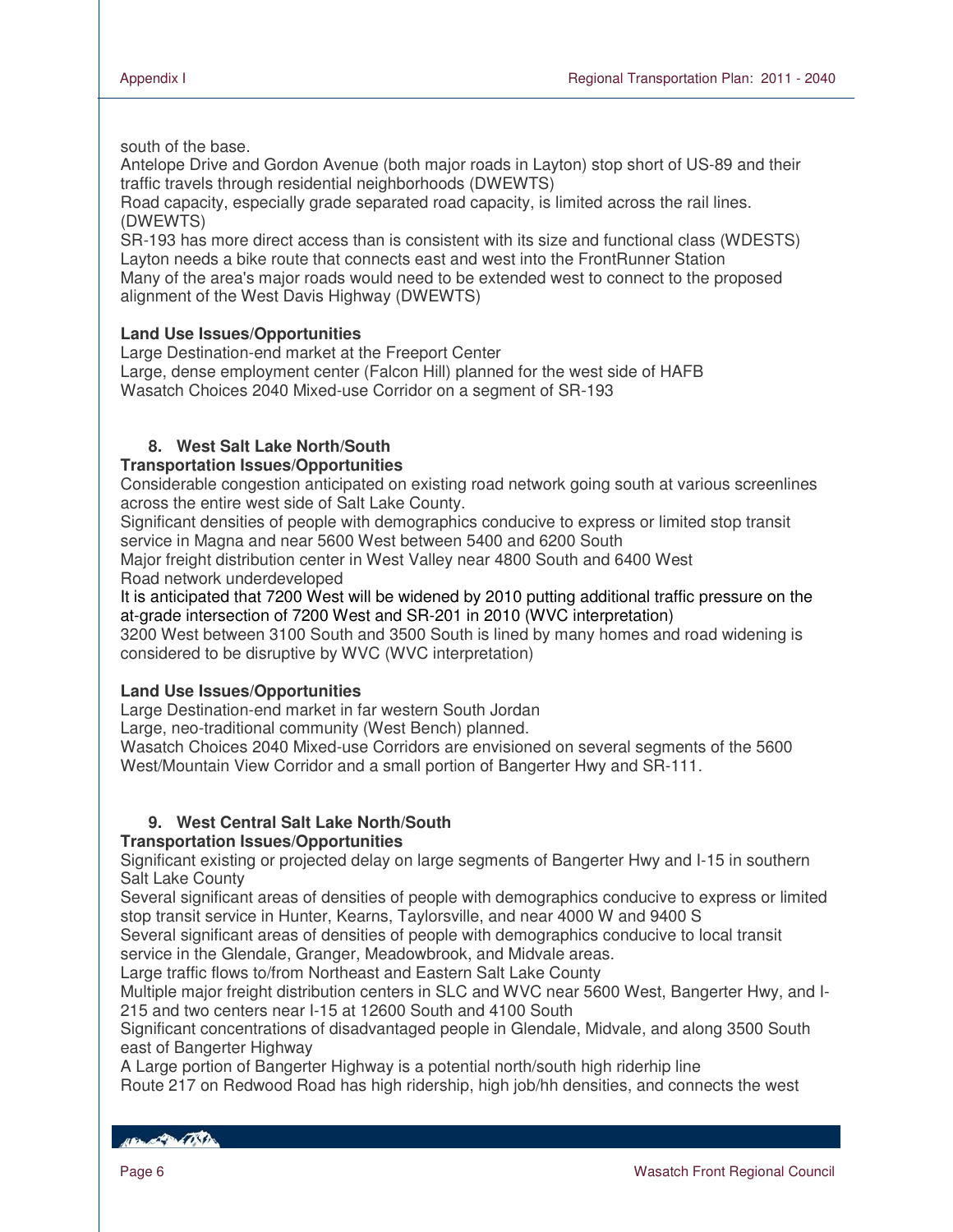south of the base.

Antelope Drive and Gordon Avenue (both major roads in Layton) stop short of US-89 and their traffic travels through residential neighborhoods (DWEWTS)

Road capacity, especially grade separated road capacity, is limited across the rail lines. (DWEWTS)

SR-193 has more direct access than is consistent with its size and functional class (WDESTS)

Layton needs a bike route that connects east and west into the FrontRunner Station

Many of the area's major roads would need to be extended west to connect to the proposed alignment of the West Davis Highway (DWEWTS)

**Land Use Issues/Opportunities**

Large Destination-end market at the Freeport Center

Large, dense employment center (Falcon Hill) planned for the west side of HAFB

Wasatch Choices 2040 Mixed-use Corridor on a segment of SR-193

### 8. West Salt Lake North/South

**Transportation Issues/Opportunities**

Considerable congestion anticipated on existing road network going south at various screenlines across the entire west side of Salt Lake County.

Significant densities of people with demographics conducive to express or limited stop transit service in Magna and near 5600 West between 5400 and 6200 South

Major freight distribution center in West Valley near 4800 South and 6400 West

Road network underdeveloped

It is anticipated that 7200 West will be widened by 2010 putting additional traffic pressure on the at-grade intersection of 7200 West and SR-201 in 2010 (WVC interpretation)

3200 West between 3100 South and 3500 South is lined by many homes and road widening is considered to be disruptive by WVC (WVC interpretation)

**Land Use Issues/Opportunities**

Large Destination-end market in far western South Jordan

Large, neo-traditional community (West Bench) planned.

Wasatch Choices 2040 Mixed-use Corridors are envisioned on several segments of the 5600 West/Mountain View Corridor and a small portion of Bangerter Hwy and SR-111.

### 9. West Central Salt Lake North/South

**Transportation Issues/Opportunities**

Significant existing or projected delay on large segments of Bangerter Hwy and I-15 in southern Salt Lake County

Several significant areas of densities of people with demographics conducive to express or limited stop transit service in Hunter, Kearns, Taylorsville, and near 4000 W and 9400 S

Several significant areas of densities of people with demographics conducive to local transit service in the Glendale, Granger, Meadowbrook, and Midvale areas.

Large traffic flows to/from Northeast and Eastern Salt Lake County

Multiple major freight distribution centers in SLC and WVC near 5600 West, Bangerter Hwy, and I-215 and two centers near I-15 at 12600 South and 4100 South

Significant concentrations of disadvantaged people in Glendale, Midvale, and along 3500 South east of Bangerter Highway

A Large portion of Bangerter Highway is a potential north/south high riderhip line

Route 217 on Redwood Road has high ridership, high job/hh densities, and connects the west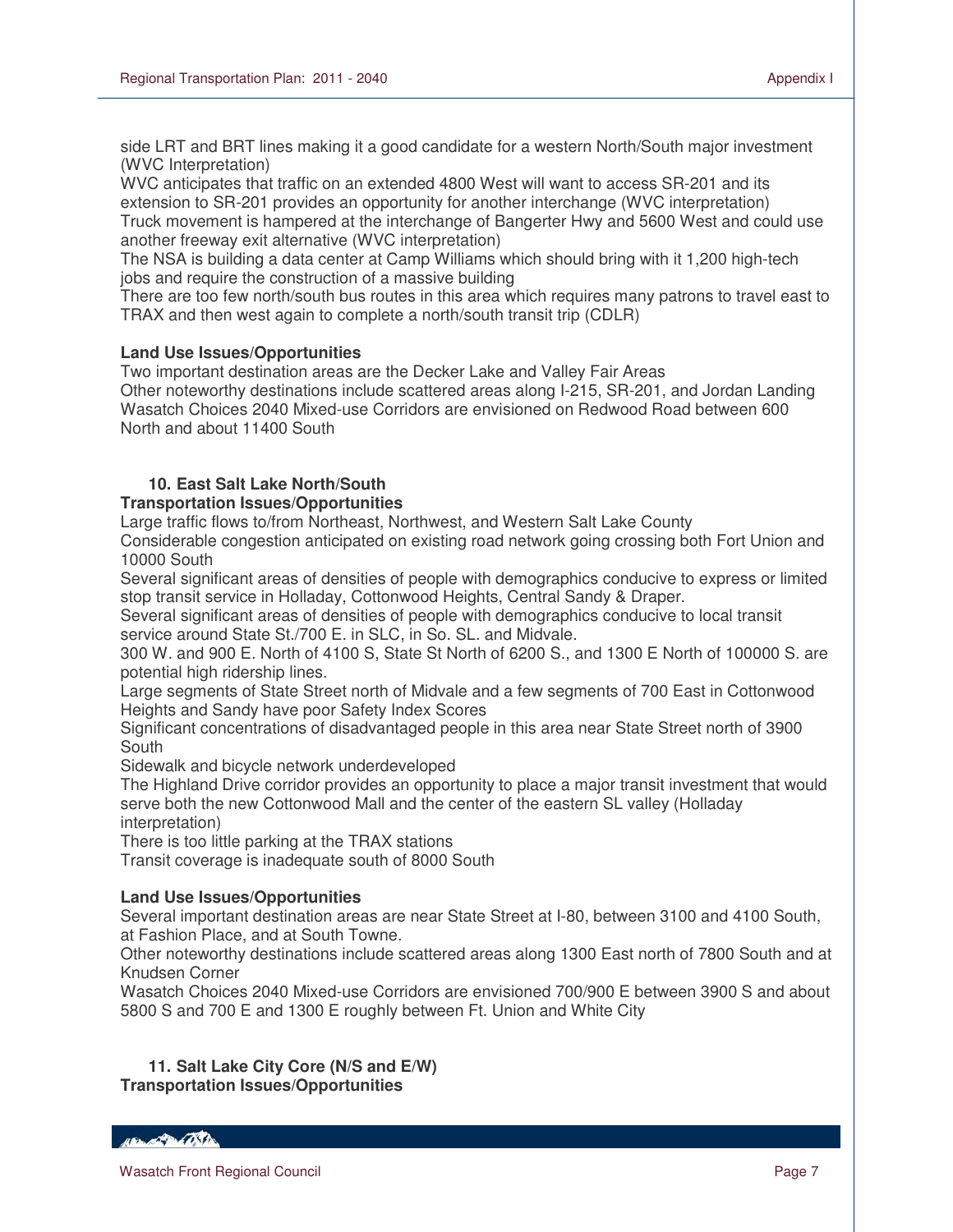side LRT and BRT lines making it a good candidate for a western North/South major investment (WVC Interpretation)

WVC anticipates that traffic on an extended 4800 West will want to access SR-201 and its extension to SR-201 provides an opportunity for another interchange (WVC interpretation)

Truck movement is hampered at the interchange of Bangerter Hwy and 5600 West and could use another freeway exit alternative (WVC interpretation)

The NSA is building a data center at Camp Williams which should bring with it 1,200 high-tech jobs and require the construction of a massive building

There are too few north/south bus routes in this area which requires many patrons to travel east to TRAX and then west again to complete a north/south transit trip (CDLR)

**Land Use Issues/Opportunities**

Two important destination areas are the Decker Lake and Valley Fair Areas

Other noteworthy destinations include scattered areas along I-215, SR-201, and Jordan Landing

Wasatch Choices 2040 Mixed-use Corridors are envisioned on Redwood Road between 600 North and about 11400 South

### 10. East Salt Lake North/South

**Transportation Issues/Opportunities**

Large traffic flows to/from Northeast, Northwest, and Western Salt Lake County

Considerable congestion anticipated on existing road network going crossing both Fort Union and 10000 South

Several significant areas of densities of people with demographics conducive to express or limited stop transit service in Holladay, Cottonwood Heights, Central Sandy & Draper.

Several significant areas of densities of people with demographics conducive to local transit service around State St./700 E. in SLC, in So. SL. and Midvale.

300 W. and 900 E. North of 4100 S, State St North of 6200 S., and 1300 E North of 100000 S. are potential high ridership lines.

Large segments of State Street north of Midvale and a few segments of 700 East in Cottonwood Heights and Sandy have poor Safety Index Scores

Significant concentrations of disadvantaged people in this area near State Street north of 3900 South

Sidewalk and bicycle network underdeveloped

The Highland Drive corridor provides an opportunity to place a major transit investment that would serve both the new Cottonwood Mall and the center of the eastern SL valley (Holladay interpretation)

There is too little parking at the TRAX stations

Transit coverage is inadequate south of 8000 South

**Land Use Issues/Opportunities**

Several important destination areas are near State Street at I-80, between 3100 and 4100 South, at Fashion Place, and at South Towne.

Other noteworthy destinations include scattered areas along 1300 East north of 7800 South and at Knudsen Corner

Wasatch Choices 2040 Mixed-use Corridors are envisioned 700/900 E between 3900 S and about 5800 S and 700 E and 1300 E roughly between Ft. Union and White City

### 11. Salt Lake City Core (N/S and E/W)

**Transportation Issues/Opportunities**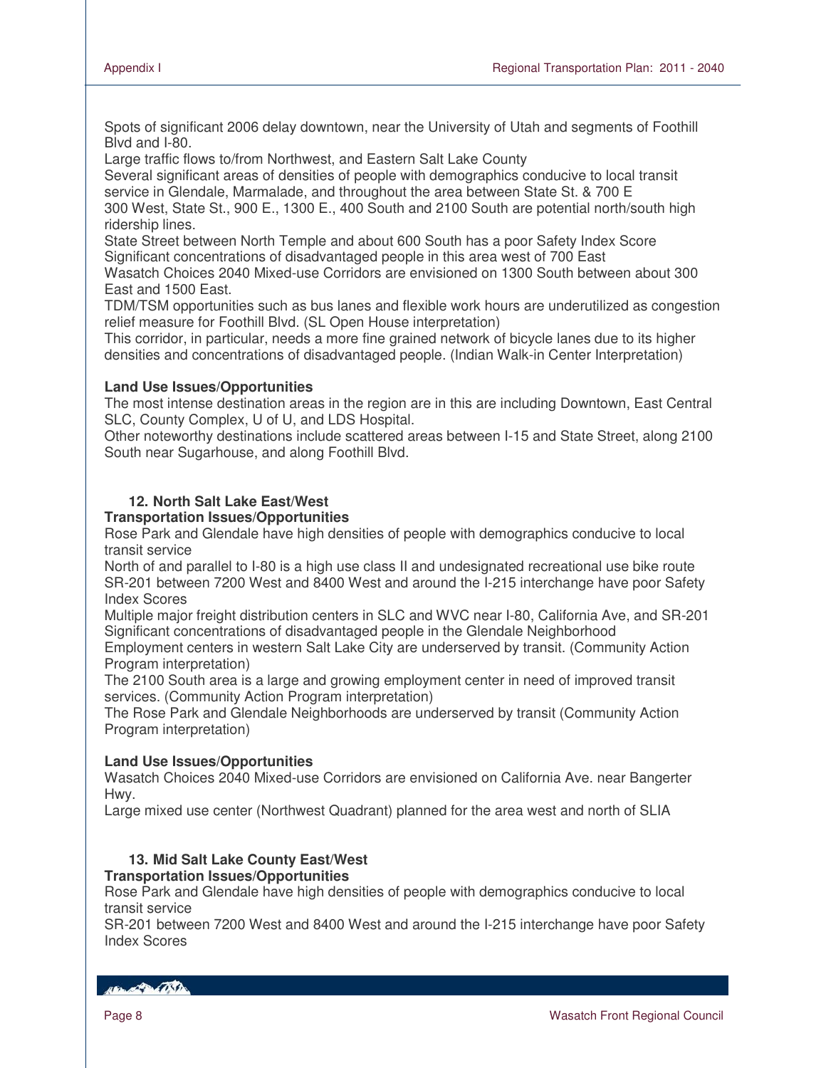Spots of significant 2006 delay downtown, near the University of Utah and segments of Foothill Blvd and I-80.

Large traffic flows to/from Northwest, and Eastern Salt Lake County

Several significant areas of densities of people with demographics conducive to local transit service in Glendale, Marmalade, and throughout the area between State St. & 700 E

300 West, State St., 900 E., 1300 E., 400 South and 2100 South are potential north/south high ridership lines.

State Street between North Temple and about 600 South has a poor Safety Index Score

Significant concentrations of disadvantaged people in this area west of 700 East

Wasatch Choices 2040 Mixed-use Corridors are envisioned on 1300 South between about 300 East and 1500 East.

TDM/TSM opportunities such as bus lanes and flexible work hours are underutilized as congestion relief measure for Foothill Blvd. (SL Open House interpretation)

This corridor, in particular, needs a more fine grained network of bicycle lanes due to its higher densities and concentrations of disadvantaged people. (Indian Walk-in Center Interpretation)

**Land Use Issues/Opportunities**

The most intense destination areas in the region are in this are including Downtown, East Central SLC, County Complex, U of U, and LDS Hospital.

Other noteworthy destinations include scattered areas between I-15 and State Street, along 2100 South near Sugarhouse, and along Foothill Blvd.

### 12. North Salt Lake East/West

**Transportation Issues/Opportunities**

Rose Park and Glendale have high densities of people with demographics conducive to local transit service

North of and parallel to I-80 is a high use class II and undesignated recreational use bike route

SR-201 between 7200 West and 8400 West and around the I-215 interchange have poor Safety Index Scores

Multiple major freight distribution centers in SLC and WVC near I-80, California Ave, and SR-201

Significant concentrations of disadvantaged people in the Glendale Neighborhood

Employment centers in western Salt Lake City are underserved by transit. (Community Action Program interpretation)

The 2100 South area is a large and growing employment center in need of improved transit services. (Community Action Program interpretation)

The Rose Park and Glendale Neighborhoods are underserved by transit (Community Action Program interpretation)

**Land Use Issues/Opportunities**

Wasatch Choices 2040 Mixed-use Corridors are envisioned on California Ave. near Bangerter Hwy.

Large mixed use center (Northwest Quadrant) planned for the area west and north of SLIA

### 13. Mid Salt Lake County East/West

**Transportation Issues/Opportunities**

Rose Park and Glendale have high densities of people with demographics conducive to local transit service

SR-201 between 7200 West and 8400 West and around the I-215 interchange have poor Safety Index Scores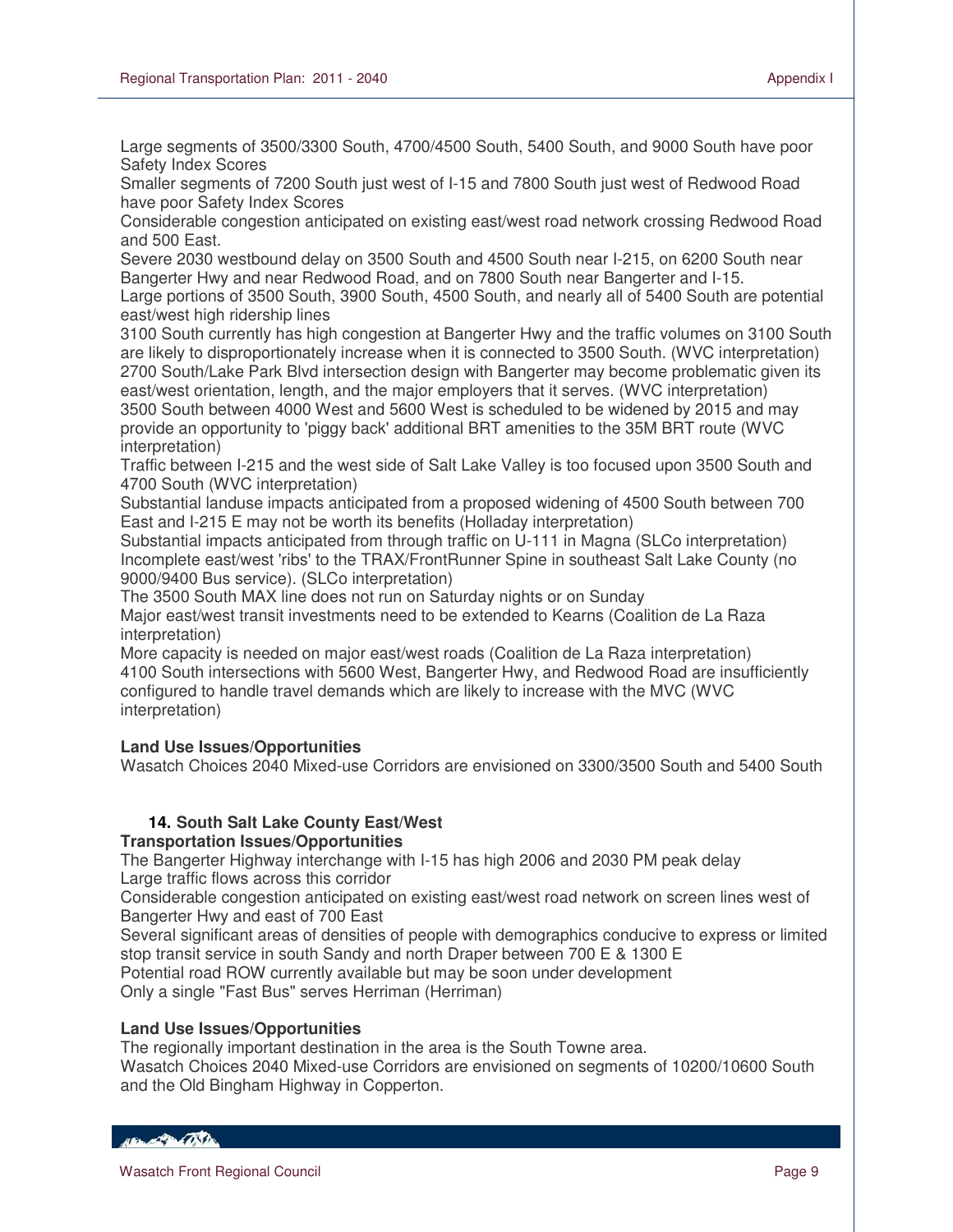Large segments of 3500/3300 South, 4700/4500 South, 5400 South, and 9000 South have poor Safety Index Scores

Smaller segments of 7200 South just west of I-15 and 7800 South just west of Redwood Road have poor Safety Index Scores

Considerable congestion anticipated on existing east/west road network crossing Redwood Road and 500 East.

Severe 2030 westbound delay on 3500 South and 4500 South near I-215, on 6200 South near Bangerter Hwy and near Redwood Road, and on 7800 South near Bangerter and I-15.

Large portions of 3500 South, 3900 South, 4500 South, and nearly all of 5400 South are potential east/west high ridership lines

3100 South currently has high congestion at Bangerter Hwy and the traffic volumes on 3100 South are likely to disproportionately increase when it is connected to 3500 South. (WVC interpretation)

2700 South/Lake Park Blvd intersection design with Bangerter may become problematic given its east/west orientation, length, and the major employers that it serves. (WVC interpretation)

3500 South between 4000 West and 5600 West is scheduled to be widened by 2015 and may provide an opportunity to 'piggy back' additional BRT amenities to the 35M BRT route (WVC interpretation)

Traffic between I-215 and the west side of Salt Lake Valley is too focused upon 3500 South and 4700 South (WVC interpretation)

Substantial landuse impacts anticipated from a proposed widening of 4500 South between 700 East and I-215 E may not be worth its benefits (Holladay interpretation)

Substantial impacts anticipated from through traffic on U-111 in Magna (SLCo interpretation)

Incomplete east/west 'ribs' to the TRAX/FrontRunner Spine in southeast Salt Lake County (no 9000/9400 Bus service). (SLCo interpretation)

The 3500 South MAX line does not run on Saturday nights or on Sunday

Major east/west transit investments need to be extended to Kearns (Coalition de La Raza interpretation)

More capacity is needed on major east/west roads (Coalition de La Raza interpretation)

4100 South intersections with 5600 West, Bangerter Hwy, and Redwood Road are insufficiently configured to handle travel demands which are likely to increase with the MVC (WVC interpretation)

**Land Use Issues/Opportunities**

Wasatch Choices 2040 Mixed-use Corridors are envisioned on 3300/3500 South and 5400 South

### 14. South Salt Lake County East/West

**Transportation Issues/Opportunities**

The Bangerter Highway interchange with I-15 has high 2006 and 2030 PM peak delay

Large traffic flows across this corridor

Considerable congestion anticipated on existing east/west road network on screen lines west of Bangerter Hwy and east of 700 East

Several significant areas of densities of people with demographics conducive to express or limited stop transit service in south Sandy and north Draper between 700 E & 1300 E

Potential road ROW currently available but may be soon under development

Only a single "Fast Bus" serves Herriman (Herriman)

**Land Use Issues/Opportunities**

The regionally important destination in the area is the South Towne area.

Wasatch Choices 2040 Mixed-use Corridors are envisioned on segments of 10200/10600 South and the Old Bingham Highway in Copperton.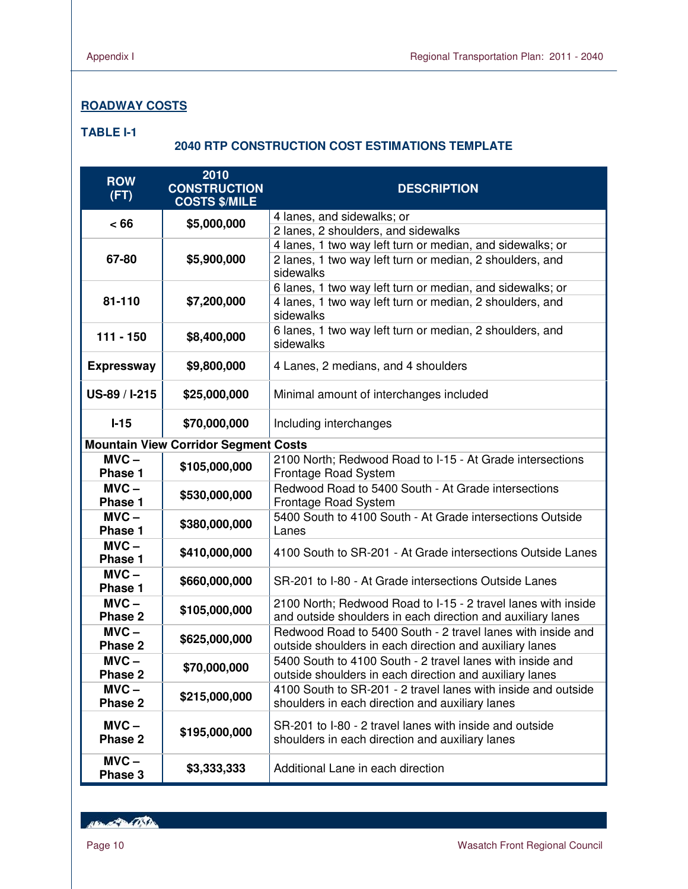## ROADWAY COSTS

### TABLE I-1

**2040 RTP CONSTRUCTION COST ESTIMATIONS TEMPLATE**

| ROW (FT) | 2010 CONSTRUCTION COSTS $/MILE | DESCRIPTION |
|---|---|---|
| < 66 | $5,000,000 | 4 lanes, and sidewalks; or<br>2 lanes, 2 shoulders, and sidewalks |
| 67-80 | $5,900,000 | 4 lanes, 1 two way left turn or median, and sidewalks; or<br>2 lanes, 1 two way left turn or median, 2 shoulders, and sidewalks |
| 81-110 | $7,200,000 | 6 lanes, 1 two way left turn or median, and sidewalks; or<br>4 lanes, 1 two way left turn or median, 2 shoulders, and sidewalks |
| 111 - 150 | $8,400,000 | 6 lanes, 1 two way left turn or median, 2 shoulders, and sidewalks |
| Expressway | $9,800,000 | 4 Lanes, 2 medians, and 4 shoulders |
| US-89 / I-215 | $25,000,000 | Minimal amount of interchanges included |
| I-15 | $70,000,000 | Including interchanges |
| **Mountain View Corridor Segment Costs** | | |
| MVC – Phase 1 | $105,000,000 | 2100 North; Redwood Road to I-15 - At Grade intersections Frontage Road System |
| MVC – Phase 1 | $530,000,000 | Redwood Road to 5400 South - At Grade intersections Frontage Road System |
| MVC – Phase 1 | $380,000,000 | 5400 South to 4100 South - At Grade intersections Outside Lanes |
| MVC – Phase 1 | $410,000,000 | 4100 South to SR-201 - At Grade intersections Outside Lanes |
| MVC – Phase 1 | $660,000,000 | SR-201 to I-80 - At Grade intersections Outside Lanes |
| MVC – Phase 2 | $105,000,000 | 2100 North; Redwood Road to I-15 - 2 travel lanes with inside and outside shoulders in each direction and auxiliary lanes |
| MVC – Phase 2 | $625,000,000 | Redwood Road to 5400 South - 2 travel lanes with inside and outside shoulders in each direction and auxiliary lanes |
| MVC – Phase 2 | $70,000,000 | 5400 South to 4100 South - 2 travel lanes with inside and outside shoulders in each direction and auxiliary lanes |
| MVC – Phase 2 | $215,000,000 | 4100 South to SR-201 - 2 travel lanes with inside and outside shoulders in each direction and auxiliary lanes |
| MVC – Phase 2 | $195,000,000 | SR-201 to I-80 - 2 travel lanes with inside and outside shoulders in each direction and auxiliary lanes |
| MVC – Phase 3 | $3,333,333 | Additional Lane in each direction |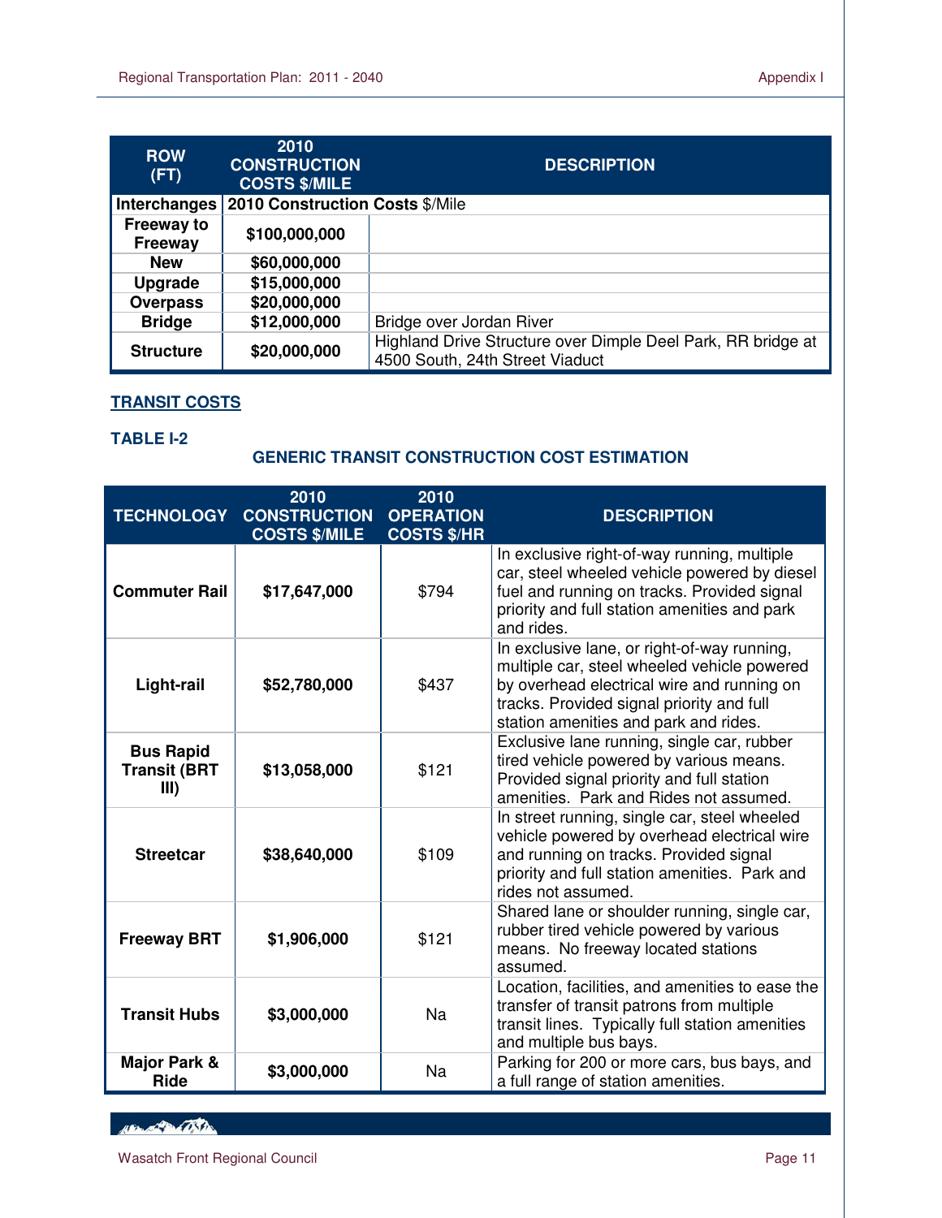| ROW (FT) | 2010 CONSTRUCTION COSTS $/MILE | DESCRIPTION |
|---|---|---|
| **Interchanges** | **2010 Construction Costs** $/Mile | |
| **Freeway to Freeway** | **$100,000,000** | |
| **New** | **$60,000,000** | |
| **Upgrade** | **$15,000,000** | |
| **Overpass** | **$20,000,000** | |
| **Bridge** | **$12,000,000** | Bridge over Jordan River |
| **Structure** | **$20,000,000** | Highland Drive Structure over Dimple Deel Park, RR bridge at 4500 South, 24th Street Viaduct |

## TRANSIT COSTS

### TABLE I-2

### GENERIC TRANSIT CONSTRUCTION COST ESTIMATION

| TECHNOLOGY | 2010 CONSTRUCTION COSTS $/MILE | 2010 OPERATION COSTS $/HR | DESCRIPTION |
|---|---|---|---|
| **Commuter Rail** | **$17,647,000** | $794 | In exclusive right-of-way running, multiple car, steel wheeled vehicle powered by diesel fuel and running on tracks. Provided signal priority and full station amenities and park and rides. |
| **Light-rail** | **$52,780,000** | $437 | In exclusive lane, or right-of-way running, multiple car, steel wheeled vehicle powered by overhead electrical wire and running on tracks. Provided signal priority and full station amenities and park and rides. |
| **Bus Rapid Transit (BRT III)** | **$13,058,000** | $121 | Exclusive lane running, single car, rubber tired vehicle powered by various means. Provided signal priority and full station amenities. Park and Rides not assumed. |
| **Streetcar** | **$38,640,000** | $109 | In street running, single car, steel wheeled vehicle powered by overhead electrical wire and running on tracks. Provided signal priority and full station amenities. Park and rides not assumed. |
| **Freeway BRT** | **$1,906,000** | $121 | Shared lane or shoulder running, single car, rubber tired vehicle powered by various means. No freeway located stations assumed. |
| **Transit Hubs** | **$3,000,000** | Na | Location, facilities, and amenities to ease the transfer of transit patrons from multiple transit lines. Typically full station amenities and multiple bus bays. |
| **Major Park & Ride** | **$3,000,000** | Na | Parking for 200 or more cars, bus bays, and a full range of station amenities. |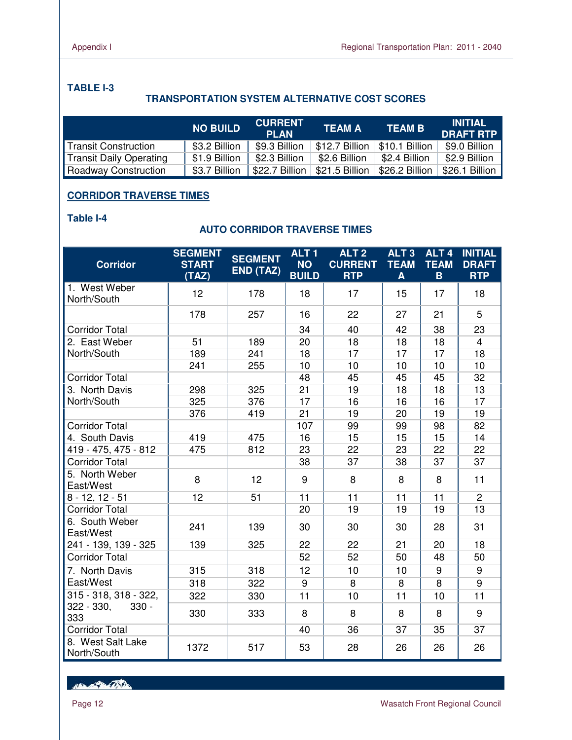**TABLE I-3**

### TRANSPORTATION SYSTEM ALTERNATIVE COST SCORES

| | NO BUILD | CURRENT PLAN | TEAM A | TEAM B | INITIAL DRAFT RTP |
|---|---|---|---|---|---|
| Transit Construction | $3.2 Billion | $9.3 Billion | $12.7 Billion | $10.1 Billion | $9.0 Billion |
| Transit Daily Operating | $1.9 Billion | $2.3 Billion | $2.6 Billion | $2.4 Billion | $2.9 Billion |
| Roadway Construction | $3.7 Billion | $22.7 Billion | $21.5 Billion | $26.2 Billion | $26.1 Billion |

## CORRIDOR TRAVERSE TIMES

**Table I-4**

### AUTO CORRIDOR TRAVERSE TIMES

| Corridor | SEGMENT START (TAZ) | SEGMENT END (TAZ) | ALT 1 NO BUILD | ALT 2 CURRENT RTP | ALT 3 TEAM A | ALT 4 TEAM B | INITIAL DRAFT RTP |
|---|---|---|---|---|---|---|---|
| 1. West Weber North/South | 12 | 178 | 18 | 17 | 15 | 17 | 18 |
| | 178 | 257 | 16 | 22 | 27 | 21 | 5 |
| Corridor Total | | | 34 | 40 | 42 | 38 | 23 |
| 2. East Weber North/South | 51 | 189 | 20 | 18 | 18 | 18 | 4 |
| | 189 | 241 | 18 | 17 | 17 | 17 | 18 |
| | 241 | 255 | 10 | 10 | 10 | 10 | 10 |
| Corridor Total | | | 48 | 45 | 45 | 45 | 32 |
| 3. North Davis North/South | 298 | 325 | 21 | 19 | 18 | 18 | 13 |
| | 325 | 376 | 17 | 16 | 16 | 16 | 17 |
| | 376 | 419 | 21 | 19 | 20 | 19 | 19 |
| Corridor Total | | | 107 | 99 | 99 | 98 | 82 |
| 4. South Davis | 419 | 475 | 16 | 15 | 15 | 15 | 14 |
| 419 - 475, 475 - 812 | 475 | 812 | 23 | 22 | 23 | 22 | 22 |
| Corridor Total | | | 38 | 37 | 38 | 37 | 37 |
| 5. North Weber East/West | 8 | 12 | 9 | 8 | 8 | 8 | 11 |
| 8 - 12, 12 - 51 | 12 | 51 | 11 | 11 | 11 | 11 | 2 |
| Corridor Total | | | 20 | 19 | 19 | 19 | 13 |
| 6. South Weber East/West | 241 | 139 | 30 | 30 | 30 | 28 | 31 |
| 241 - 139, 139 - 325 | 139 | 325 | 22 | 22 | 21 | 20 | 18 |
| Corridor Total | | | 52 | 52 | 50 | 48 | 50 |
| 7. North Davis East/West | 315 | 318 | 12 | 10 | 10 | 9 | 9 |
| | 318 | 322 | 9 | 8 | 8 | 8 | 9 |
| 315 - 318, 318 - 322, | 322 | 330 | 11 | 10 | 11 | 10 | 11 |
| 322 - 330, 330 - 333 | 330 | 333 | 8 | 8 | 8 | 8 | 9 |
| Corridor Total | | | 40 | 36 | 37 | 35 | 37 |
| 8. West Salt Lake North/South | 1372 | 517 | 53 | 28 | 26 | 26 | 26 |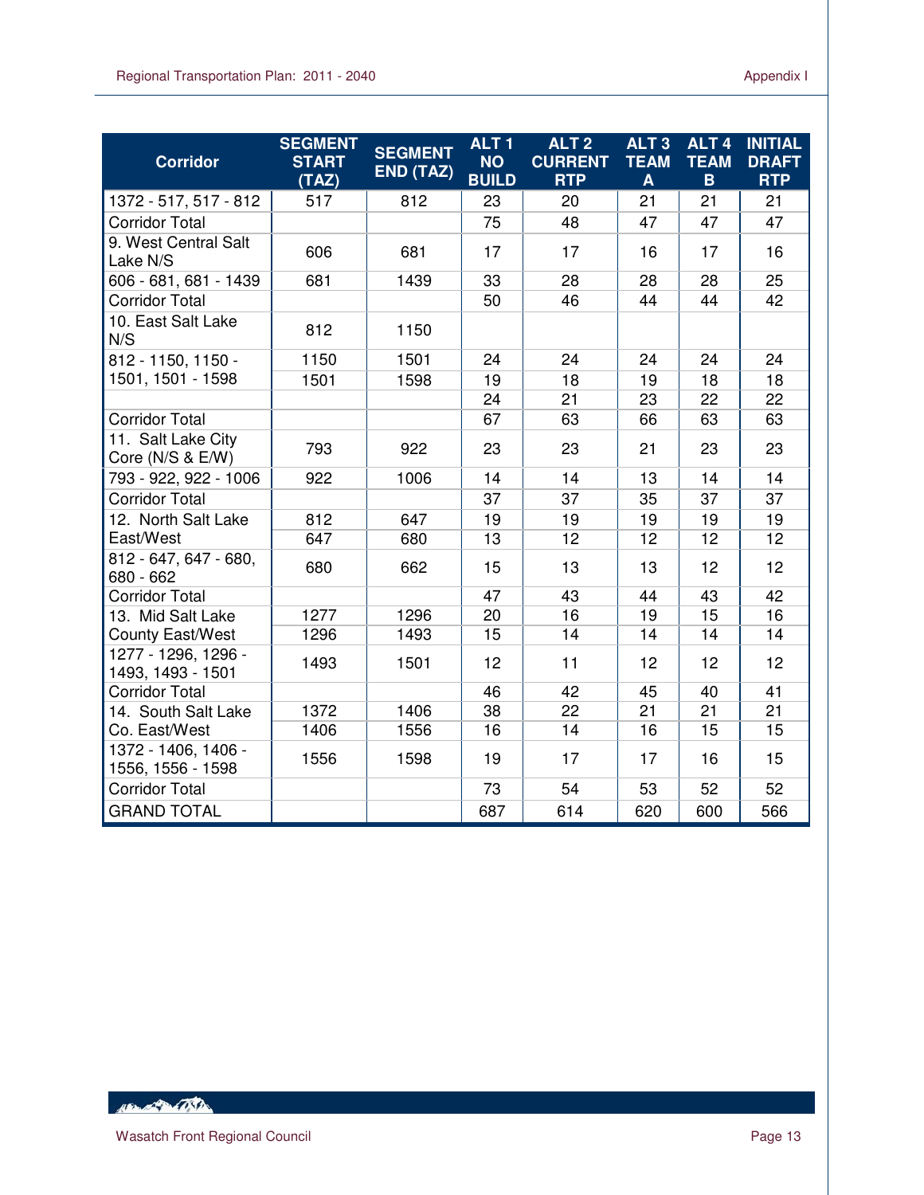| Corridor | SEGMENT START (TAZ) | SEGMENT END (TAZ) | ALT 1 NO BUILD | ALT 2 CURRENT RTP | ALT 3 TEAM A | ALT 4 TEAM B | INITIAL DRAFT RTP |
|---|---|---|---|---|---|---|---|
| 1372 - 517, 517 - 812 | 517 | 812 | 23 | 20 | 21 | 21 | 21 |
| Corridor Total | | | 75 | 48 | 47 | 47 | 47 |
| 9. West Central Salt Lake N/S | 606 | 681 | 17 | 17 | 16 | 17 | 16 |
| 606 - 681, 681 - 1439 | 681 | 1439 | 33 | 28 | 28 | 28 | 25 |
| Corridor Total | | | 50 | 46 | 44 | 44 | 42 |
| 10. East Salt Lake N/S | 812 | 1150 | | | | | |
| 812 - 1150, 1150 - 1501, 1501 - 1598 | 1150 | 1501 | 24 | 24 | 24 | 24 | 24 |
| | 1501 | 1598 | 19 | 18 | 19 | 18 | 18 |
| | | | 24 | 21 | 23 | 22 | 22 |
| Corridor Total | | | 67 | 63 | 66 | 63 | 63 |
| 11. Salt Lake City Core (N/S & E/W) | 793 | 922 | 23 | 23 | 21 | 23 | 23 |
| 793 - 922, 922 - 1006 | 922 | 1006 | 14 | 14 | 13 | 14 | 14 |
| Corridor Total | | | 37 | 37 | 35 | 37 | 37 |
| 12. North Salt Lake East/West | 812 | 647 | 19 | 19 | 19 | 19 | 19 |
| | 647 | 680 | 13 | 12 | 12 | 12 | 12 |
| 812 - 647, 647 - 680, 680 - 662 | 680 | 662 | 15 | 13 | 13 | 12 | 12 |
| Corridor Total | | | 47 | 43 | 44 | 43 | 42 |
| 13. Mid Salt Lake County East/West | 1277 | 1296 | 20 | 16 | 19 | 15 | 16 |
| | 1296 | 1493 | 15 | 14 | 14 | 14 | 14 |
| 1277 - 1296, 1296 - 1493, 1493 - 1501 | 1493 | 1501 | 12 | 11 | 12 | 12 | 12 |
| Corridor Total | | | 46 | 42 | 45 | 40 | 41 |
| 14. South Salt Lake Co. East/West | 1372 | 1406 | 38 | 22 | 21 | 21 | 21 |
| | 1406 | 1556 | 16 | 14 | 16 | 15 | 15 |
| 1372 - 1406, 1406 - 1556, 1556 - 1598 | 1556 | 1598 | 19 | 17 | 17 | 16 | 15 |
| Corridor Total | | | 73 | 54 | 53 | 52 | 52 |
| GRAND TOTAL | | | 687 | 614 | 620 | 600 | 566 |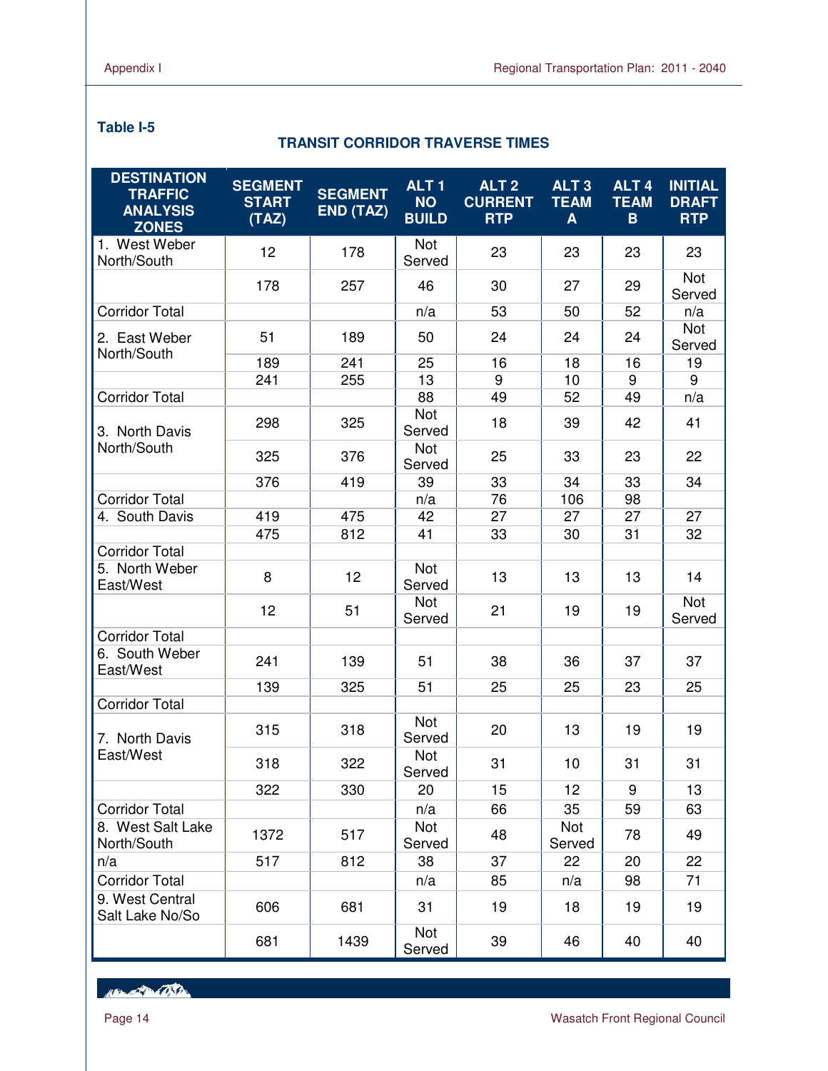**Table I-5**

**TRANSIT CORRIDOR TRAVERSE TIMES**

| DESTINATION TRAFFIC ANALYSIS ZONES | SEGMENT START (TAZ) | SEGMENT END (TAZ) | ALT 1 NO BUILD | ALT 2 CURRENT RTP | ALT 3 TEAM A | ALT 4 TEAM B | INITIAL DRAFT RTP |
|---|---|---|---|---|---|---|---|
| 1. West Weber North/South | 12 | 178 | Not Served | 23 | 23 | 23 | 23 |
| | 178 | 257 | 46 | 30 | 27 | 29 | Not Served |
| Corridor Total | | | n/a | 53 | 50 | 52 | n/a |
| 2. East Weber North/South | 51 | 189 | 50 | 24 | 24 | 24 | Not Served |
| | 189 | 241 | 25 | 16 | 18 | 16 | 19 |
| | 241 | 255 | 13 | 9 | 10 | 9 | 9 |
| Corridor Total | | | 88 | 49 | 52 | 49 | n/a |
| 3. North Davis North/South | 298 | 325 | Not Served | 18 | 39 | 42 | 41 |
| | 325 | 376 | Not Served | 25 | 33 | 23 | 22 |
| | 376 | 419 | 39 | 33 | 34 | 33 | 34 |
| Corridor Total | | | n/a | 76 | 106 | 98 | |
| 4. South Davis | 419 | 475 | 42 | 27 | 27 | 27 | 27 |
| | 475 | 812 | 41 | 33 | 30 | 31 | 32 |
| Corridor Total | | | | | | | |
| 5. North Weber East/West | 8 | 12 | Not Served | 13 | 13 | 13 | 14 |
| | 12 | 51 | Not Served | 21 | 19 | 19 | Not Served |
| Corridor Total | | | | | | | |
| 6. South Weber East/West | 241 | 139 | 51 | 38 | 36 | 37 | 37 |
| | 139 | 325 | 51 | 25 | 25 | 23 | 25 |
| Corridor Total | | | | | | | |
| 7. North Davis East/West | 315 | 318 | Not Served | 20 | 13 | 19 | 19 |
| | 318 | 322 | Not Served | 31 | 10 | 31 | 31 |
| | 322 | 330 | 20 | 15 | 12 | 9 | 13 |
| Corridor Total | | | n/a | 66 | 35 | 59 | 63 |
| 8. West Salt Lake North/South | 1372 | 517 | Not Served | 48 | Not Served | 78 | 49 |
| n/a | 517 | 812 | 38 | 37 | 22 | 20 | 22 |
| Corridor Total | | | n/a | 85 | n/a | 98 | 71 |
| 9. West Central Salt Lake No/So | 606 | 681 | 31 | 19 | 18 | 19 | 19 |
| | 681 | 1439 | Not Served | 39 | 46 | 40 | 40 |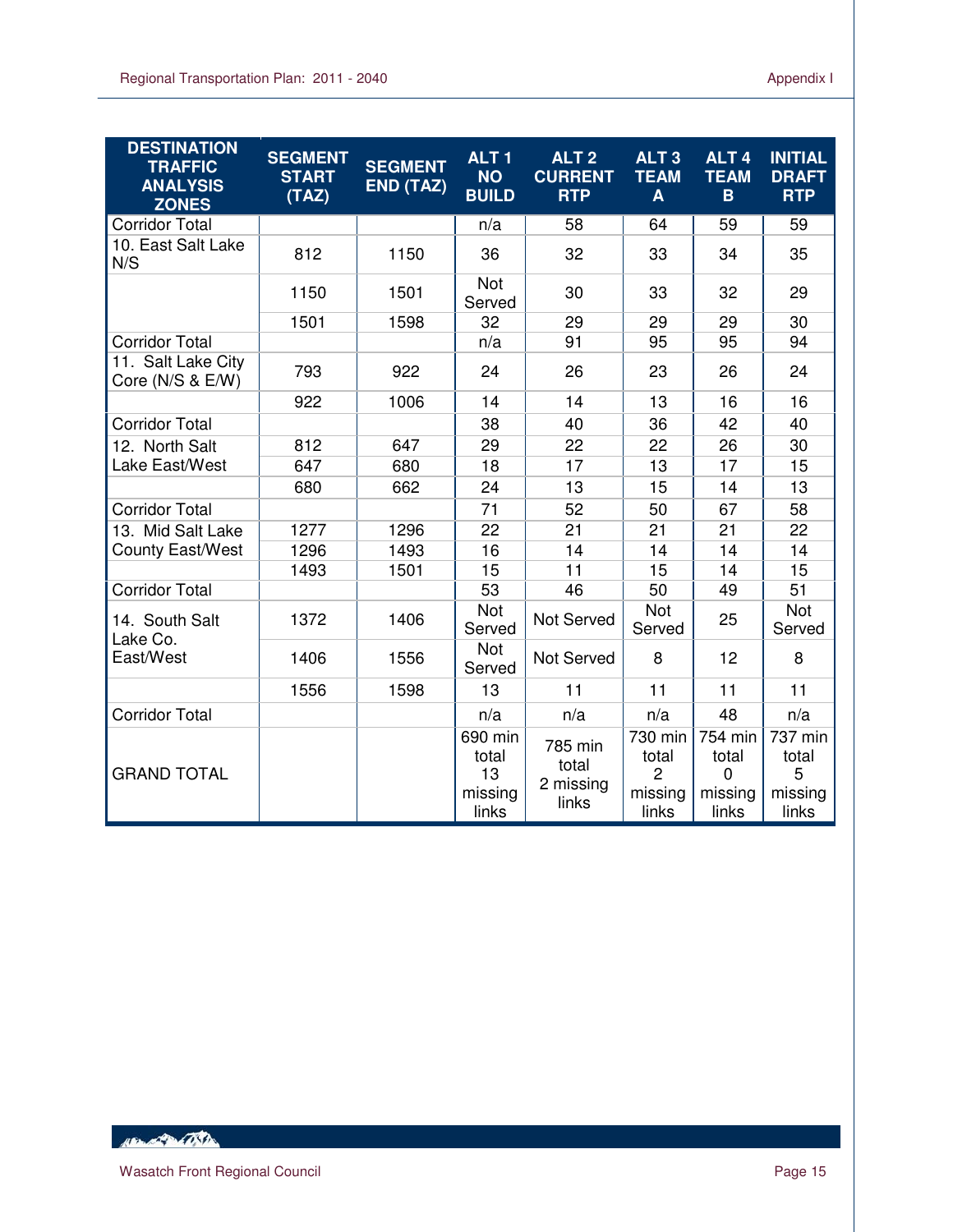| DESTINATION TRAFFIC ANALYSIS ZONES | SEGMENT START (TAZ) | SEGMENT END (TAZ) | ALT 1 NO BUILD | ALT 2 CURRENT RTP | ALT 3 TEAM A | ALT 4 TEAM B | INITIAL DRAFT RTP |
|---|---|---|---|---|---|---|---|
| Corridor Total | | | n/a | 58 | 64 | 59 | 59 |
| 10. East Salt Lake N/S | 812 | 1150 | 36 | 32 | 33 | 34 | 35 |
| | 1150 | 1501 | Not Served | 30 | 33 | 32 | 29 |
| | 1501 | 1598 | 32 | 29 | 29 | 29 | 30 |
| Corridor Total | | | n/a | 91 | 95 | 95 | 94 |
| 11. Salt Lake City Core (N/S & E/W) | 793 | 922 | 24 | 26 | 23 | 26 | 24 |
| | 922 | 1006 | 14 | 14 | 13 | 16 | 16 |
| Corridor Total | | | 38 | 40 | 36 | 42 | 40 |
| 12. North Salt Lake East/West | 812 | 647 | 29 | 22 | 22 | 26 | 30 |
| | 647 | 680 | 18 | 17 | 13 | 17 | 15 |
| | 680 | 662 | 24 | 13 | 15 | 14 | 13 |
| Corridor Total | | | 71 | 52 | 50 | 67 | 58 |
| 13. Mid Salt Lake County East/West | 1277 | 1296 | 22 | 21 | 21 | 21 | 22 |
| | 1296 | 1493 | 16 | 14 | 14 | 14 | 14 |
| | 1493 | 1501 | 15 | 11 | 15 | 14 | 15 |
| Corridor Total | | | 53 | 46 | 50 | 49 | 51 |
| 14. South Salt Lake Co. East/West | 1372 | 1406 | Not Served | Not Served | Not Served | 25 | Not Served |
| | 1406 | 1556 | Not Served | Not Served | 8 | 12 | 8 |
| | 1556 | 1598 | 13 | 11 | 11 | 11 | 11 |
| Corridor Total | | | n/a | n/a | n/a | 48 | n/a |
| GRAND TOTAL | | | 690 min total 13 missing links | 785 min total 2 missing links | 730 min total 2 missing links | 754 min total 0 missing links | 737 min total 5 missing links |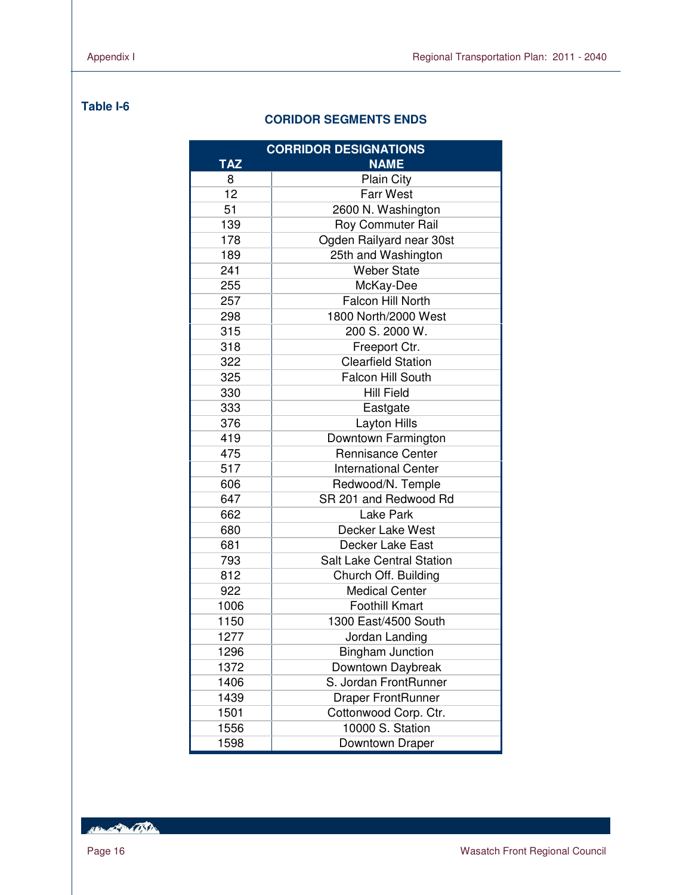**Table I-6**

## CORIDOR SEGMENTS ENDS

| CORRIDOR DESIGNATIONS | |
|---|---|
| **TAZ** | **NAME** |
| 8 | Plain City |
| 12 | Farr West |
| 51 | 2600 N. Washington |
| 139 | Roy Commuter Rail |
| 178 | Ogden Railyard near 30st |
| 189 | 25th and Washington |
| 241 | Weber State |
| 255 | McKay-Dee |
| 257 | Falcon Hill North |
| 298 | 1800 North/2000 West |
| 315 | 200 S. 2000 W. |
| 318 | Freeport Ctr. |
| 322 | Clearfield Station |
| 325 | Falcon Hill South |
| 330 | Hill Field |
| 333 | Eastgate |
| 376 | Layton Hills |
| 419 | Downtown Farmington |
| 475 | Rennisance Center |
| 517 | International Center |
| 606 | Redwood/N. Temple |
| 647 | SR 201 and Redwood Rd |
| 662 | Lake Park |
| 680 | Decker Lake West |
| 681 | Decker Lake East |
| 793 | Salt Lake Central Station |
| 812 | Church Off. Building |
| 922 | Medical Center |
| 1006 | Foothill Kmart |
| 1150 | 1300 East/4500 South |
| 1277 | Jordan Landing |
| 1296 | Bingham Junction |
| 1372 | Downtown Daybreak |
| 1406 | S. Jordan FrontRunner |
| 1439 | Draper FrontRunner |
| 1501 | Cottonwood Corp. Ctr. |
| 1556 | 10000 S. Station |
| 1598 | Downtown Draper |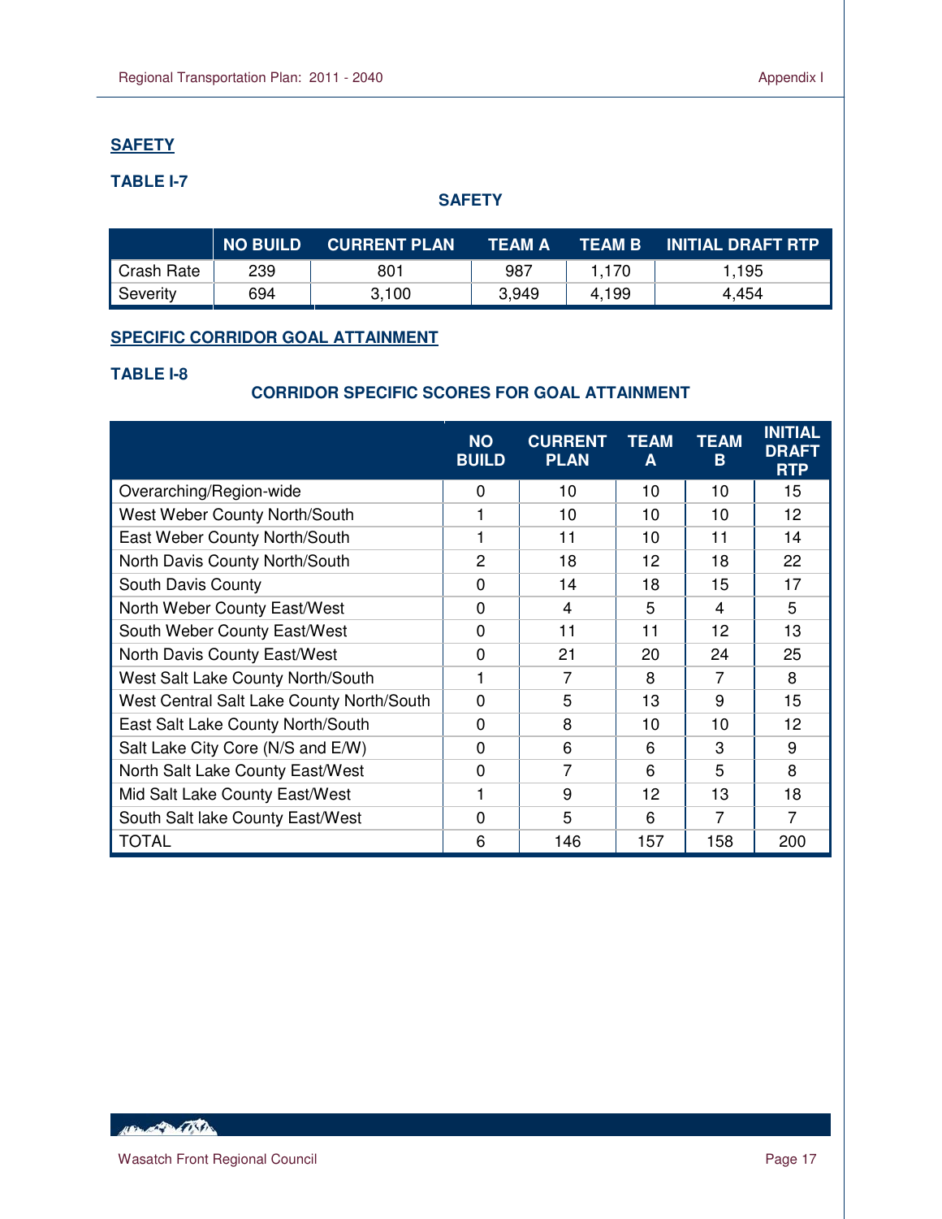## SAFETY

### TABLE I-7

**SAFETY**

| | NO BUILD | CURRENT PLAN | TEAM A | TEAM B | INITIAL DRAFT RTP |
|---|---|---|---|---|---|
| Crash Rate | 239 | 801 | 987 | 1,170 | 1,195 |
| Severity | 694 | 3,100 | 3,949 | 4,199 | 4,454 |

## SPECIFIC CORRIDOR GOAL ATTAINMENT

### TABLE I-8

**CORRIDOR SPECIFIC SCORES FOR GOAL ATTAINMENT**

| | NO BUILD | CURRENT PLAN | TEAM A | TEAM B | INITIAL DRAFT RTP |
|---|---|---|---|---|---|
| Overarching/Region-wide | 0 | 10 | 10 | 10 | 15 |
| West Weber County North/South | 1 | 10 | 10 | 10 | 12 |
| East Weber County North/South | 1 | 11 | 10 | 11 | 14 |
| North Davis County North/South | 2 | 18 | 12 | 18 | 22 |
| South Davis County | 0 | 14 | 18 | 15 | 17 |
| North Weber County East/West | 0 | 4 | 5 | 4 | 5 |
| South Weber County East/West | 0 | 11 | 11 | 12 | 13 |
| North Davis County East/West | 0 | 21 | 20 | 24 | 25 |
| West Salt Lake County North/South | 1 | 7 | 8 | 7 | 8 |
| West Central Salt Lake County North/South | 0 | 5 | 13 | 9 | 15 |
| East Salt Lake County North/South | 0 | 8 | 10 | 10 | 12 |
| Salt Lake City Core (N/S and E/W) | 0 | 6 | 6 | 3 | 9 |
| North Salt Lake County East/West | 0 | 7 | 6 | 5 | 8 |
| Mid Salt Lake County East/West | 1 | 9 | 12 | 13 | 18 |
| South Salt lake County East/West | 0 | 5 | 6 | 7 | 7 |
| TOTAL | 6 | 146 | 157 | 158 | 200 |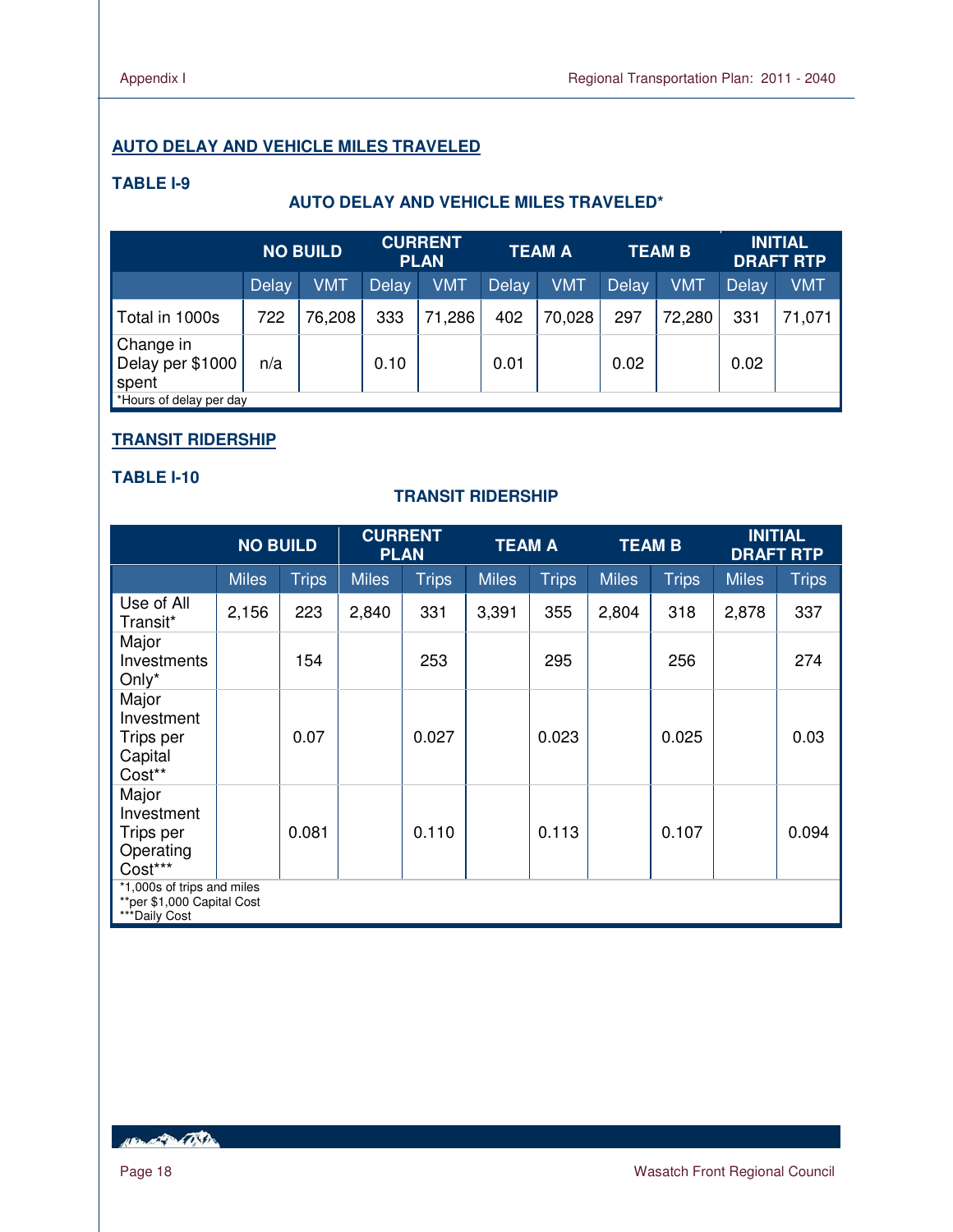## AUTO DELAY AND VEHICLE MILES TRAVELED

**TABLE I-9**

**AUTO DELAY AND VEHICLE MILES TRAVELED***

| | NO BUILD | | CURRENT PLAN | | TEAM A | | TEAM B | | INITIAL DRAFT RTP | |
|---|---|---|---|---|---|---|---|---|---|---|
| | Delay | VMT | Delay | VMT | Delay | VMT | Delay | VMT | Delay | VMT |
| Total in 1000s | 722 | 76,208 | 333 | 71,286 | 402 | 70,028 | 297 | 72,280 | 331 | 71,071 |
| Change in Delay per $1000 spent | n/a | | 0.10 | | 0.01 | | 0.02 | | 0.02 | |

*Hours of delay per day

## TRANSIT RIDERSHIP

**TABLE I-10**

**TRANSIT RIDERSHIP**

| | NO BUILD | | CURRENT PLAN | | TEAM A | | TEAM B | | INITIAL DRAFT RTP | |
|---|---|---|---|---|---|---|---|---|---|---|
| | Miles | Trips | Miles | Trips | Miles | Trips | Miles | Trips | Miles | Trips |
| Use of All Transit* | 2,156 | 223 | 2,840 | 331 | 3,391 | 355 | 2,804 | 318 | 2,878 | 337 |
| Major Investments Only* | | 154 | | 253 | | 295 | | 256 | | 274 |
| Major Investment Trips per Capital Cost** | | 0.07 | | 0.027 | | 0.023 | | 0.025 | | 0.03 |
| Major Investment Trips per Operating Cost*** | | 0.081 | | 0.110 | | 0.113 | | 0.107 | | 0.094 |

*1,000s of trips and miles
**per $1,000 Capital Cost
***Daily Cost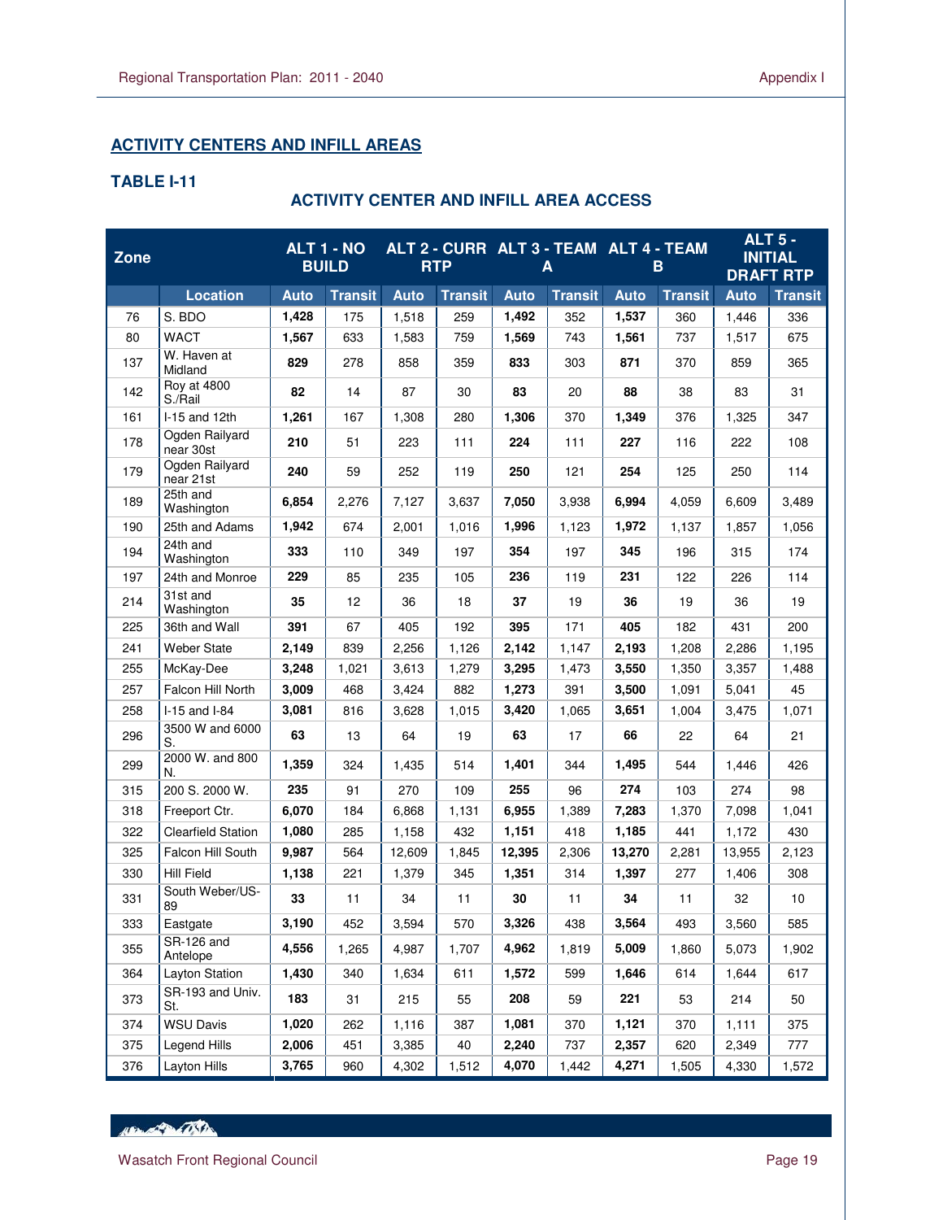## ACTIVITY CENTERS AND INFILL AREAS

### TABLE I-11

### ACTIVITY CENTER AND INFILL AREA ACCESS

| Zone | | ALT 1 - NO BUILD | | ALT 2 - CURR RTP | | ALT 3 - TEAM A | | ALT 4 - TEAM B | | ALT 5 - INITIAL DRAFT RTP | |
|---|---|---|---|---|---|---|---|---|---|---|---|
| | Location | Auto | Transit | Auto | Transit | Auto | Transit | Auto | Transit | Auto | Transit |
| 76 | S. BDO | **1,428** | 175 | 1,518 | 259 | **1,492** | 352 | **1,537** | 360 | 1,446 | 336 |
| 80 | WACT | **1,567** | 633 | 1,583 | 759 | **1,569** | 743 | **1,561** | 737 | 1,517 | 675 |
| 137 | W. Haven at Midland | **829** | 278 | 858 | 359 | **833** | 303 | **871** | 370 | 859 | 365 |
| 142 | Roy at 4800 S./Rail | **82** | 14 | 87 | 30 | **83** | 20 | **88** | 38 | 83 | 31 |
| 161 | I-15 and 12th | **1,261** | 167 | 1,308 | 280 | **1,306** | 370 | **1,349** | 376 | 1,325 | 347 |
| 178 | Ogden Railyard near 30st | **210** | 51 | 223 | 111 | **224** | 111 | **227** | 116 | 222 | 108 |
| 179 | Ogden Railyard near 21st | **240** | 59 | 252 | 119 | **250** | 121 | **254** | 125 | 250 | 114 |
| 189 | 25th and Washington | **6,854** | 2,276 | 7,127 | 3,637 | **7,050** | 3,938 | **6,994** | 4,059 | 6,609 | 3,489 |
| 190 | 25th and Adams | **1,942** | 674 | 2,001 | 1,016 | **1,996** | 1,123 | **1,972** | 1,137 | 1,857 | 1,056 |
| 194 | 24th and Washington | **333** | 110 | 349 | 197 | **354** | 197 | **345** | 196 | 315 | 174 |
| 197 | 24th and Monroe | **229** | 85 | 235 | 105 | **236** | 119 | **231** | 122 | 226 | 114 |
| 214 | 31st and Washington | **35** | 12 | 36 | 18 | **37** | 19 | **36** | 19 | 36 | 19 |
| 225 | 36th and Wall | **391** | 67 | 405 | 192 | **395** | 171 | **405** | 182 | 431 | 200 |
| 241 | Weber State | **2,149** | 839 | 2,256 | 1,126 | **2,142** | 1,147 | **2,193** | 1,208 | 2,286 | 1,195 |
| 255 | McKay-Dee | **3,248** | 1,021 | 3,613 | 1,279 | **3,295** | 1,473 | **3,550** | 1,350 | 3,357 | 1,488 |
| 257 | Falcon Hill North | **3,009** | 468 | 3,424 | 882 | **1,273** | 391 | **3,500** | 1,091 | 5,041 | 45 |
| 258 | I-15 and I-84 | **3,081** | 816 | 3,628 | 1,015 | **3,420** | 1,065 | **3,651** | 1,004 | 3,475 | 1,071 |
| 296 | 3500 W and 6000 S. | **63** | 13 | 64 | 19 | **63** | 17 | **66** | 22 | 64 | 21 |
| 299 | 2000 W. and 800 N. | **1,359** | 324 | 1,435 | 514 | **1,401** | 344 | **1,495** | 544 | 1,446 | 426 |
| 315 | 200 S. 2000 W. | **235** | 91 | 270 | 109 | **255** | 96 | **274** | 103 | 274 | 98 |
| 318 | Freeport Ctr. | **6,070** | 184 | 6,868 | 1,131 | **6,955** | 1,389 | **7,283** | 1,370 | 7,098 | 1,041 |
| 322 | Clearfield Station | **1,080** | 285 | 1,158 | 432 | **1,151** | 418 | **1,185** | 441 | 1,172 | 430 |
| 325 | Falcon Hill South | **9,987** | 564 | 12,609 | 1,845 | **12,395** | 2,306 | **13,270** | 2,281 | 13,955 | 2,123 |
| 330 | Hill Field | **1,138** | 221 | 1,379 | 345 | **1,351** | 314 | **1,397** | 277 | 1,406 | 308 |
| 331 | South Weber/US-89 | **33** | 11 | 34 | 11 | **30** | 11 | **34** | 11 | 32 | 10 |
| 333 | Eastgate | **3,190** | 452 | 3,594 | 570 | **3,326** | 438 | **3,564** | 493 | 3,560 | 585 |
| 355 | SR-126 and Antelope | **4,556** | 1,265 | 4,987 | 1,707 | **4,962** | 1,819 | **5,009** | 1,860 | 5,073 | 1,902 |
| 364 | Layton Station | **1,430** | 340 | 1,634 | 611 | **1,572** | 599 | **1,646** | 614 | 1,644 | 617 |
| 373 | SR-193 and Univ. St. | **183** | 31 | 215 | 55 | **208** | 59 | **221** | 53 | 214 | 50 |
| 374 | WSU Davis | **1,020** | 262 | 1,116 | 387 | **1,081** | 370 | **1,121** | 370 | 1,111 | 375 |
| 375 | Legend Hills | **2,006** | 451 | 3,385 | 40 | **2,240** | 737 | **2,357** | 620 | 2,349 | 777 |
| 376 | Layton Hills | **3,765** | 960 | 4,302 | 1,512 | **4,070** | 1,442 | **4,271** | 1,505 | 4,330 | 1,572 |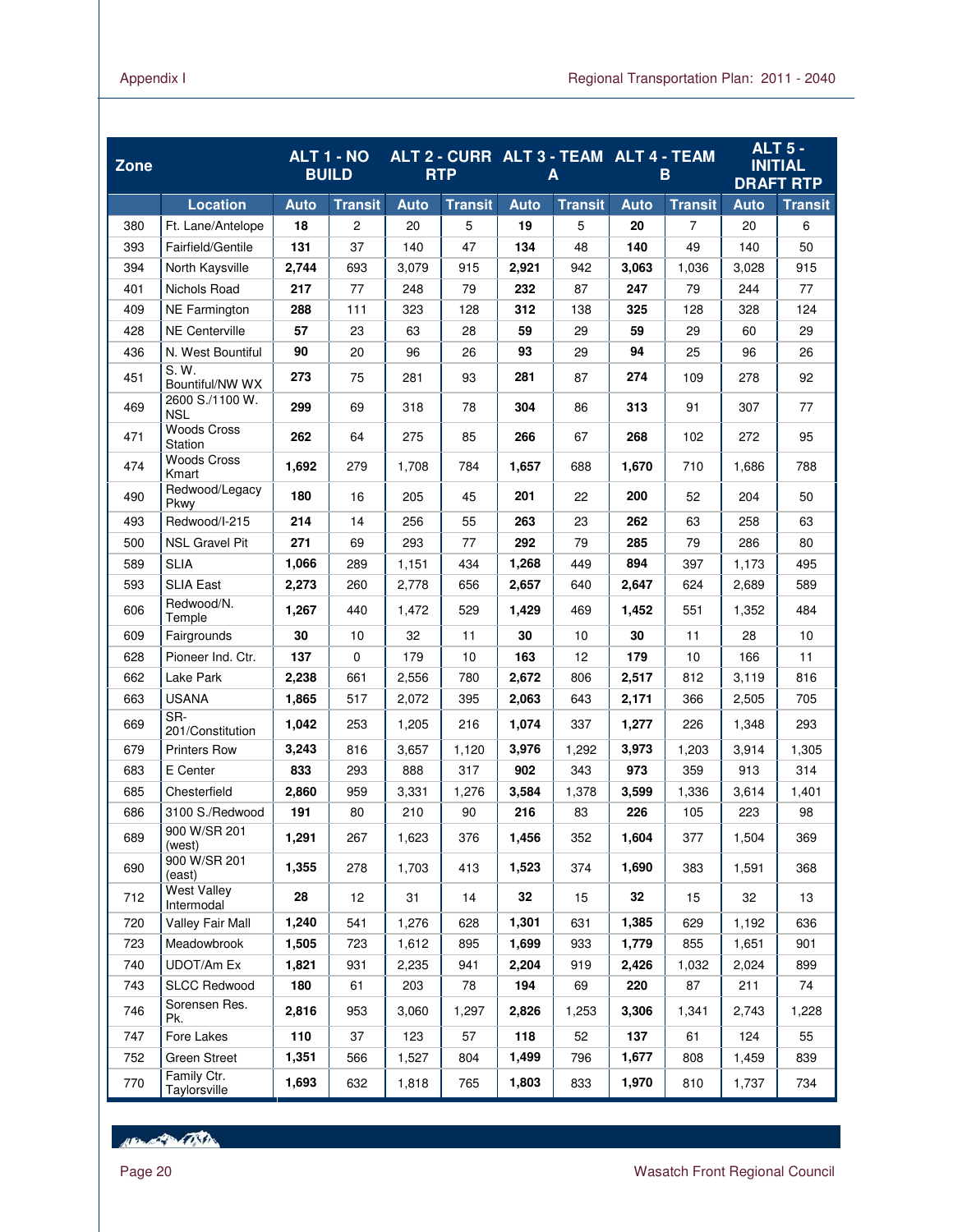| Zone | | ALT 1 - NO BUILD | | ALT 2 - CURR RTP | | ALT 3 - TEAM A | | ALT 4 - TEAM B | | ALT 5 - INITIAL DRAFT RTP | |
|---|---|---|---|---|---|---|---|---|---|---|---|
| | Location | Auto | Transit | Auto | Transit | Auto | Transit | Auto | Transit | Auto | Transit |
| 380 | Ft. Lane/Antelope | **18** | 2 | 20 | 5 | **19** | 5 | **20** | 7 | 20 | 6 |
| 393 | Fairfield/Gentile | **131** | 37 | 140 | 47 | **134** | 48 | **140** | 49 | 140 | 50 |
| 394 | North Kaysville | **2,744** | 693 | 3,079 | 915 | **2,921** | 942 | **3,063** | 1,036 | 3,028 | 915 |
| 401 | Nichols Road | **217** | 77 | 248 | 79 | **232** | 87 | **247** | 79 | 244 | 77 |
| 409 | NE Farmington | **288** | 111 | 323 | 128 | **312** | 138 | **325** | 128 | 328 | 124 |
| 428 | NE Centerville | **57** | 23 | 63 | 28 | **59** | 29 | **59** | 29 | 60 | 29 |
| 436 | N. West Bountiful | **90** | 20 | 96 | 26 | **93** | 29 | **94** | 25 | 96 | 26 |
| 451 | S. W. Bountiful/NW WX | **273** | 75 | 281 | 93 | **281** | 87 | **274** | 109 | 278 | 92 |
| 469 | 2600 S./1100 W. NSL | **299** | 69 | 318 | 78 | **304** | 86 | **313** | 91 | 307 | 77 |
| 471 | Woods Cross Station | **262** | 64 | 275 | 85 | **266** | 67 | **268** | 102 | 272 | 95 |
| 474 | Woods Cross Kmart | **1,692** | 279 | 1,708 | 784 | **1,657** | 688 | **1,670** | 710 | 1,686 | 788 |
| 490 | Redwood/Legacy Pkwy | **180** | 16 | 205 | 45 | **201** | 22 | **200** | 52 | 204 | 50 |
| 493 | Redwood/I-215 | **214** | 14 | 256 | 55 | **263** | 23 | **262** | 63 | 258 | 63 |
| 500 | NSL Gravel Pit | **271** | 69 | 293 | 77 | **292** | 79 | **285** | 79 | 286 | 80 |
| 589 | SLIA | **1,066** | 289 | 1,151 | 434 | **1,268** | 449 | **894** | 397 | 1,173 | 495 |
| 593 | SLIA East | **2,273** | 260 | 2,778 | 656 | **2,657** | 640 | **2,647** | 624 | 2,689 | 589 |
| 606 | Redwood/N. Temple | **1,267** | 440 | 1,472 | 529 | **1,429** | 469 | **1,452** | 551 | 1,352 | 484 |
| 609 | Fairgrounds | **30** | 10 | 32 | 11 | **30** | 10 | **30** | 11 | 28 | 10 |
| 628 | Pioneer Ind. Ctr. | **137** | 0 | 179 | 10 | **163** | 12 | **179** | 10 | 166 | 11 |
| 662 | Lake Park | **2,238** | 661 | 2,556 | 780 | **2,672** | 806 | **2,517** | 812 | 3,119 | 816 |
| 663 | USANA | **1,865** | 517 | 2,072 | 395 | **2,063** | 643 | **2,171** | 366 | 2,505 | 705 |
| 669 | SR-201/Constitution | **1,042** | 253 | 1,205 | 216 | **1,074** | 337 | **1,277** | 226 | 1,348 | 293 |
| 679 | Printers Row | **3,243** | 816 | 3,657 | 1,120 | **3,976** | 1,292 | **3,973** | 1,203 | 3,914 | 1,305 |
| 683 | E Center | **833** | 293 | 888 | 317 | **902** | 343 | **973** | 359 | 913 | 314 |
| 685 | Chesterfield | **2,860** | 959 | 3,331 | 1,276 | **3,584** | 1,378 | **3,599** | 1,336 | 3,614 | 1,401 |
| 686 | 3100 S./Redwood | **191** | 80 | 210 | 90 | **216** | 83 | **226** | 105 | 223 | 98 |
| 689 | 900 W/SR 201 (west) | **1,291** | 267 | 1,623 | 376 | **1,456** | 352 | **1,604** | 377 | 1,504 | 369 |
| 690 | 900 W/SR 201 (east) | **1,355** | 278 | 1,703 | 413 | **1,523** | 374 | **1,690** | 383 | 1,591 | 368 |
| 712 | West Valley Intermodal | **28** | 12 | 31 | 14 | **32** | 15 | **32** | 15 | 32 | 13 |
| 720 | Valley Fair Mall | **1,240** | 541 | 1,276 | 628 | **1,301** | 631 | **1,385** | 629 | 1,192 | 636 |
| 723 | Meadowbrook | **1,505** | 723 | 1,612 | 895 | **1,699** | 933 | **1,779** | 855 | 1,651 | 901 |
| 740 | UDOT/Am Ex | **1,821** | 931 | 2,235 | 941 | **2,204** | 919 | **2,426** | 1,032 | 2,024 | 899 |
| 743 | SLCC Redwood | **180** | 61 | 203 | 78 | **194** | 69 | **220** | 87 | 211 | 74 |
| 746 | Sorensen Res. Pk. | **2,816** | 953 | 3,060 | 1,297 | **2,826** | 1,253 | **3,306** | 1,341 | 2,743 | 1,228 |
| 747 | Fore Lakes | **110** | 37 | 123 | 57 | **118** | 52 | **137** | 61 | 124 | 55 |
| 752 | Green Street | **1,351** | 566 | 1,527 | 804 | **1,499** | 796 | **1,677** | 808 | 1,459 | 839 |
| 770 | Family Ctr. Taylorsville | **1,693** | 632 | 1,818 | 765 | **1,803** | 833 | **1,970** | 810 | 1,737 | 734 |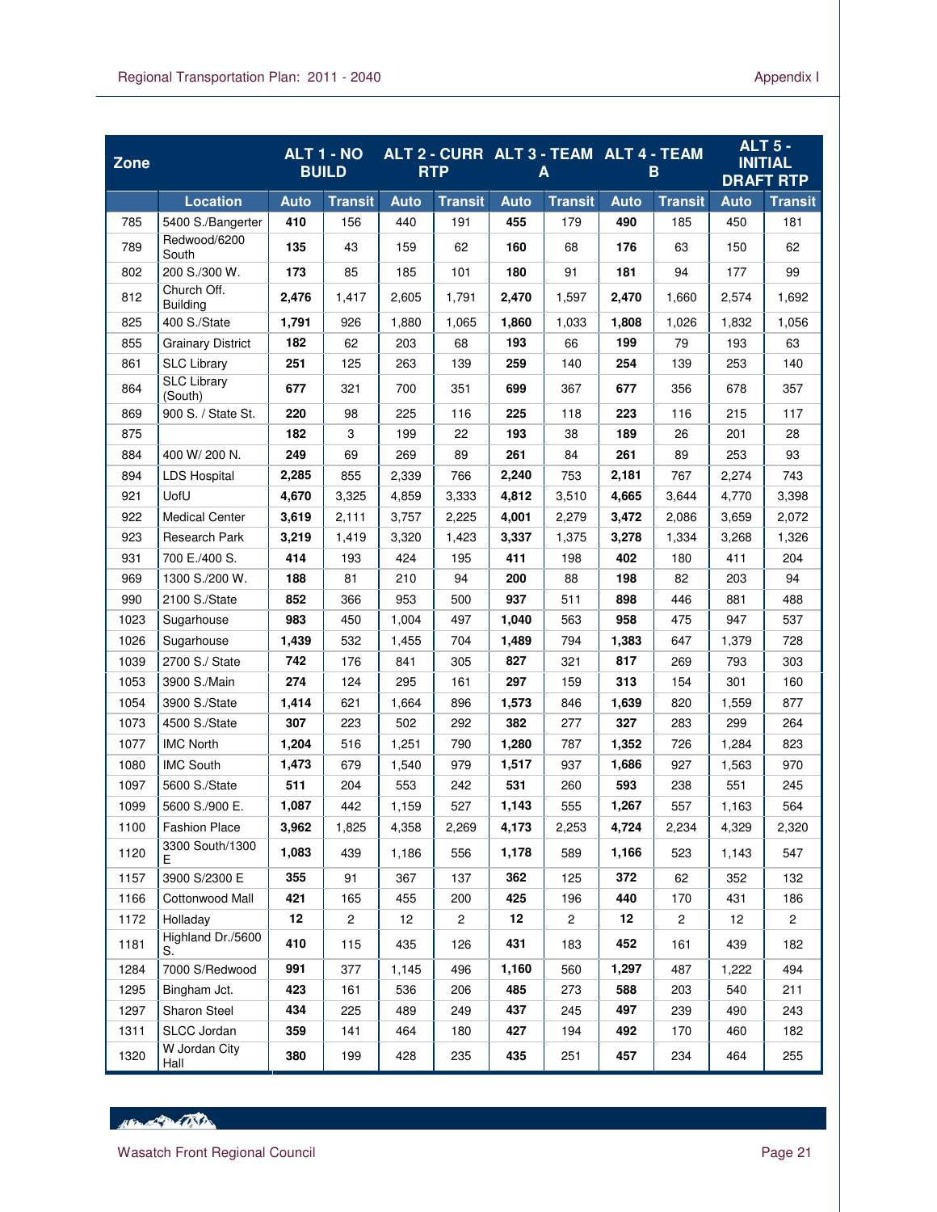| Zone | | ALT 1 - NO BUILD | | ALT 2 - CURR RTP | | ALT 3 - TEAM A | | ALT 4 - TEAM B | | ALT 5 - INITIAL DRAFT RTP | |
|---|---|---|---|---|---|---|---|---|---|---|---|
| | Location | Auto | Transit | Auto | Transit | Auto | Transit | Auto | Transit | Auto | Transit |
| 785 | 5400 S./Bangerter | **410** | 156 | 440 | 191 | **455** | 179 | **490** | 185 | 450 | 181 |
| 789 | Redwood/6200 South | **135** | 43 | 159 | 62 | **160** | 68 | **176** | 63 | 150 | 62 |
| 802 | 200 S./300 W. | **173** | 85 | 185 | 101 | **180** | 91 | **181** | 94 | 177 | 99 |
| 812 | Church Off. Building | **2,476** | 1,417 | 2,605 | 1,791 | **2,470** | 1,597 | **2,470** | 1,660 | 2,574 | 1,692 |
| 825 | 400 S./State | **1,791** | 926 | 1,880 | 1,065 | **1,860** | 1,033 | **1,808** | 1,026 | 1,832 | 1,056 |
| 855 | Grainary District | **182** | 62 | 203 | 68 | **193** | 66 | **199** | 79 | 193 | 63 |
| 861 | SLC Library | **251** | 125 | 263 | 139 | **259** | 140 | **254** | 139 | 253 | 140 |
| 864 | SLC Library (South) | **677** | 321 | 700 | 351 | **699** | 367 | **677** | 356 | 678 | 357 |
| 869 | 900 S. / State St. | **220** | 98 | 225 | 116 | **225** | 118 | **223** | 116 | 215 | 117 |
| 875 | | **182** | 3 | 199 | 22 | **193** | 38 | **189** | 26 | 201 | 28 |
| 884 | 400 W/ 200 N. | **249** | 69 | 269 | 89 | **261** | 84 | **261** | 89 | 253 | 93 |
| 894 | LDS Hospital | **2,285** | 855 | 2,339 | 766 | **2,240** | 753 | **2,181** | 767 | 2,274 | 743 |
| 921 | UofU | **4,670** | 3,325 | 4,859 | 3,333 | **4,812** | 3,510 | **4,665** | 3,644 | 4,770 | 3,398 |
| 922 | Medical Center | **3,619** | 2,111 | 3,757 | 2,225 | **4,001** | 2,279 | **3,472** | 2,086 | 3,659 | 2,072 |
| 923 | Research Park | **3,219** | 1,419 | 3,320 | 1,423 | **3,337** | 1,375 | **3,278** | 1,334 | 3,268 | 1,326 |
| 931 | 700 E./400 S. | **414** | 193 | 424 | 195 | **411** | 198 | **402** | 180 | 411 | 204 |
| 969 | 1300 S./200 W. | **188** | 81 | 210 | 94 | **200** | 88 | **198** | 82 | 203 | 94 |
| 990 | 2100 S./State | **852** | 366 | 953 | 500 | **937** | 511 | **898** | 446 | 881 | 488 |
| 1023 | Sugarhouse | **983** | 450 | 1,004 | 497 | **1,040** | 563 | **958** | 475 | 947 | 537 |
| 1026 | Sugarhouse | **1,439** | 532 | 1,455 | 704 | **1,489** | 794 | **1,383** | 647 | 1,379 | 728 |
| 1039 | 2700 S./ State | **742** | 176 | 841 | 305 | **827** | 321 | **817** | 269 | 793 | 303 |
| 1053 | 3900 S./Main | **274** | 124 | 295 | 161 | **297** | 159 | **313** | 154 | 301 | 160 |
| 1054 | 3900 S./State | **1,414** | 621 | 1,664 | 896 | **1,573** | 846 | **1,639** | 820 | 1,559 | 877 |
| 1073 | 4500 S./State | **307** | 223 | 502 | 292 | **382** | 277 | **327** | 283 | 299 | 264 |
| 1077 | IMC North | **1,204** | 516 | 1,251 | 790 | **1,280** | 787 | **1,352** | 726 | 1,284 | 823 |
| 1080 | IMC South | **1,473** | 679 | 1,540 | 979 | **1,517** | 937 | **1,686** | 927 | 1,563 | 970 |
| 1097 | 5600 S./State | **511** | 204 | 553 | 242 | **531** | 260 | **593** | 238 | 551 | 245 |
| 1099 | 5600 S./900 E. | **1,087** | 442 | 1,159 | 527 | **1,143** | 555 | **1,267** | 557 | 1,163 | 564 |
| 1100 | Fashion Place | **3,962** | 1,825 | 4,358 | 2,269 | **4,173** | 2,253 | **4,724** | 2,234 | 4,329 | 2,320 |
| 1120 | 3300 South/1300 E | **1,083** | 439 | 1,186 | 556 | **1,178** | 589 | **1,166** | 523 | 1,143 | 547 |
| 1157 | 3900 S/2300 E | **355** | 91 | 367 | 137 | **362** | 125 | **372** | 62 | 352 | 132 |
| 1166 | Cottonwood Mall | **421** | 165 | 455 | 200 | **425** | 196 | **440** | 170 | 431 | 186 |
| 1172 | Holladay | **12** | 2 | 12 | 2 | **12** | 2 | **12** | 2 | 12 | 2 |
| 1181 | Highland Dr./5600 S. | **410** | 115 | 435 | 126 | **431** | 183 | **452** | 161 | 439 | 182 |
| 1284 | 7000 S/Redwood | **991** | 377 | 1,145 | 496 | **1,160** | 560 | **1,297** | 487 | 1,222 | 494 |
| 1295 | Bingham Jct. | **423** | 161 | 536 | 206 | **485** | 273 | **588** | 203 | 540 | 211 |
| 1297 | Sharon Steel | **434** | 225 | 489 | 249 | **437** | 245 | **497** | 239 | 490 | 243 |
| 1311 | SLCC Jordan | **359** | 141 | 464 | 180 | **427** | 194 | **492** | 170 | 460 | 182 |
| 1320 | W Jordan City Hall | **380** | 199 | 428 | 235 | **435** | 251 | **457** | 234 | 464 | 255 |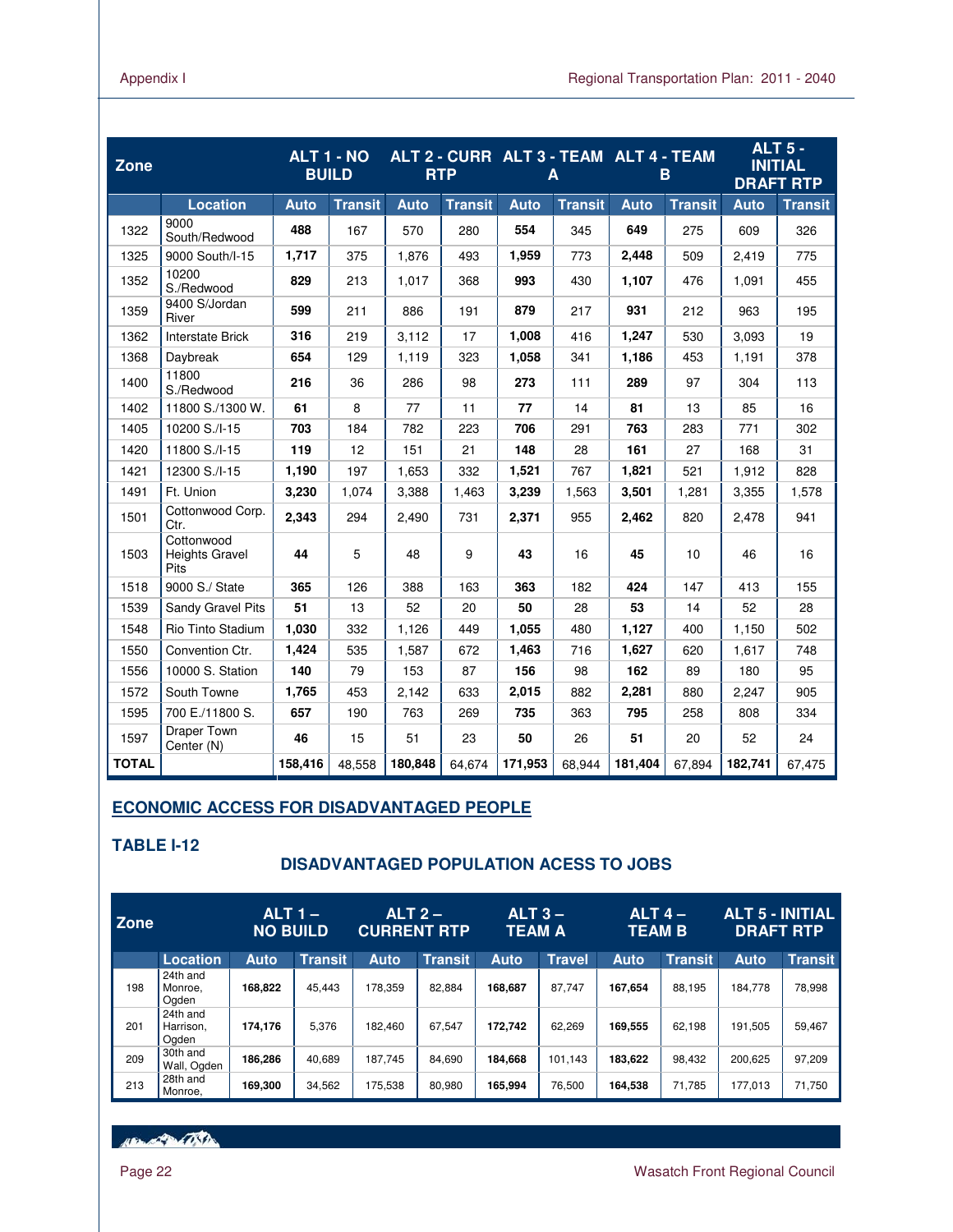| Zone | | ALT 1 - NO BUILD | | ALT 2 - CURR RTP | | ALT 3 - TEAM A | | ALT 4 - TEAM B | | ALT 5 - INITIAL DRAFT RTP | |
|---|---|---|---|---|---|---|---|---|---|---|---|
| | Location | Auto | Transit | Auto | Transit | Auto | Transit | Auto | Transit | Auto | Transit |
| 1322 | 9000 South/Redwood | **488** | 167 | 570 | 280 | **554** | 345 | **649** | 275 | 609 | 326 |
| 1325 | 9000 South/I-15 | **1,717** | 375 | 1,876 | 493 | **1,959** | 773 | **2,448** | 509 | 2,419 | 775 |
| 1352 | 10200 S./Redwood | **829** | 213 | 1,017 | 368 | **993** | 430 | **1,107** | 476 | 1,091 | 455 |
| 1359 | 9400 S/Jordan River | **599** | 211 | 886 | 191 | **879** | 217 | **931** | 212 | 963 | 195 |
| 1362 | Interstate Brick | **316** | 219 | 3,112 | 17 | **1,008** | 416 | **1,247** | 530 | 3,093 | 19 |
| 1368 | Daybreak | **654** | 129 | 1,119 | 323 | **1,058** | 341 | **1,186** | 453 | 1,191 | 378 |
| 1400 | 11800 S./Redwood | **216** | 36 | 286 | 98 | **273** | 111 | **289** | 97 | 304 | 113 |
| 1402 | 11800 S./1300 W. | **61** | 8 | 77 | 11 | **77** | 14 | **81** | 13 | 85 | 16 |
| 1405 | 10200 S./I-15 | **703** | 184 | 782 | 223 | **706** | 291 | **763** | 283 | 771 | 302 |
| 1420 | 11800 S./I-15 | **119** | 12 | 151 | 21 | **148** | 28 | **161** | 27 | 168 | 31 |
| 1421 | 12300 S./I-15 | **1,190** | 197 | 1,653 | 332 | **1,521** | 767 | **1,821** | 521 | 1,912 | 828 |
| 1491 | Ft. Union | **3,230** | 1,074 | 3,388 | 1,463 | **3,239** | 1,563 | **3,501** | 1,281 | 3,355 | 1,578 |
| 1501 | Cottonwood Corp. Ctr. | **2,343** | 294 | 2,490 | 731 | **2,371** | 955 | **2,462** | 820 | 2,478 | 941 |
| 1503 | Cottonwood Heights Gravel Pits | **44** | 5 | 48 | 9 | **43** | 16 | **45** | 10 | 46 | 16 |
| 1518 | 9000 S./ State | **365** | 126 | 388 | 163 | **363** | 182 | **424** | 147 | 413 | 155 |
| 1539 | Sandy Gravel Pits | **51** | 13 | 52 | 20 | **50** | 28 | **53** | 14 | 52 | 28 |
| 1548 | Rio Tinto Stadium | **1,030** | 332 | 1,126 | 449 | **1,055** | 480 | **1,127** | 400 | 1,150 | 502 |
| 1550 | Convention Ctr. | **1,424** | 535 | 1,587 | 672 | **1,463** | 716 | **1,627** | 620 | 1,617 | 748 |
| 1556 | 10000 S. Station | **140** | 79 | 153 | 87 | **156** | 98 | **162** | 89 | 180 | 95 |
| 1572 | South Towne | **1,765** | 453 | 2,142 | 633 | **2,015** | 882 | **2,281** | 880 | 2,247 | 905 |
| 1595 | 700 E./11800 S. | **657** | 190 | 763 | 269 | **735** | 363 | **795** | 258 | 808 | 334 |
| 1597 | Draper Town Center (N) | **46** | 15 | 51 | 23 | **50** | 26 | **51** | 20 | 52 | 24 |
| **TOTAL** | | **158,416** | 48,558 | **180,848** | 64,674 | **171,953** | 68,944 | **181,404** | 67,894 | **182,741** | 67,475 |

## ECONOMIC ACCESS FOR DISADVANTAGED PEOPLE

### TABLE I-12

### DISADVANTAGED POPULATION ACESS TO JOBS

| Zone | | ALT 1 – NO BUILD | | ALT 2 – CURRENT RTP | | ALT 3 – TEAM A | | ALT 4 – TEAM B | | ALT 5 - INITIAL DRAFT RTP | |
|---|---|---|---|---|---|---|---|---|---|---|---|
| | Location | Auto | Transit | Auto | Transit | Auto | Travel | Auto | Transit | Auto | Transit |
| 198 | 24th and Monroe, Ogden | **168,822** | 45,443 | 178,359 | 82,884 | **168,687** | 87,747 | **167,654** | 88,195 | 184,778 | 78,998 |
| 201 | 24th and Harrison, Ogden | **174,176** | 5,376 | 182,460 | 67,547 | **172,742** | 62,269 | **169,555** | 62,198 | 191,505 | 59,467 |
| 209 | 30th and Wall, Ogden | **186,286** | 40,689 | 187,745 | 84,690 | **184,668** | 101,143 | **183,622** | 98,432 | 200,625 | 97,209 |
| 213 | 28th and Monroe, | **169,300** | 34,562 | 175,538 | 80,980 | **165,994** | 76,500 | **164,538** | 71,785 | 177,013 | 71,750 |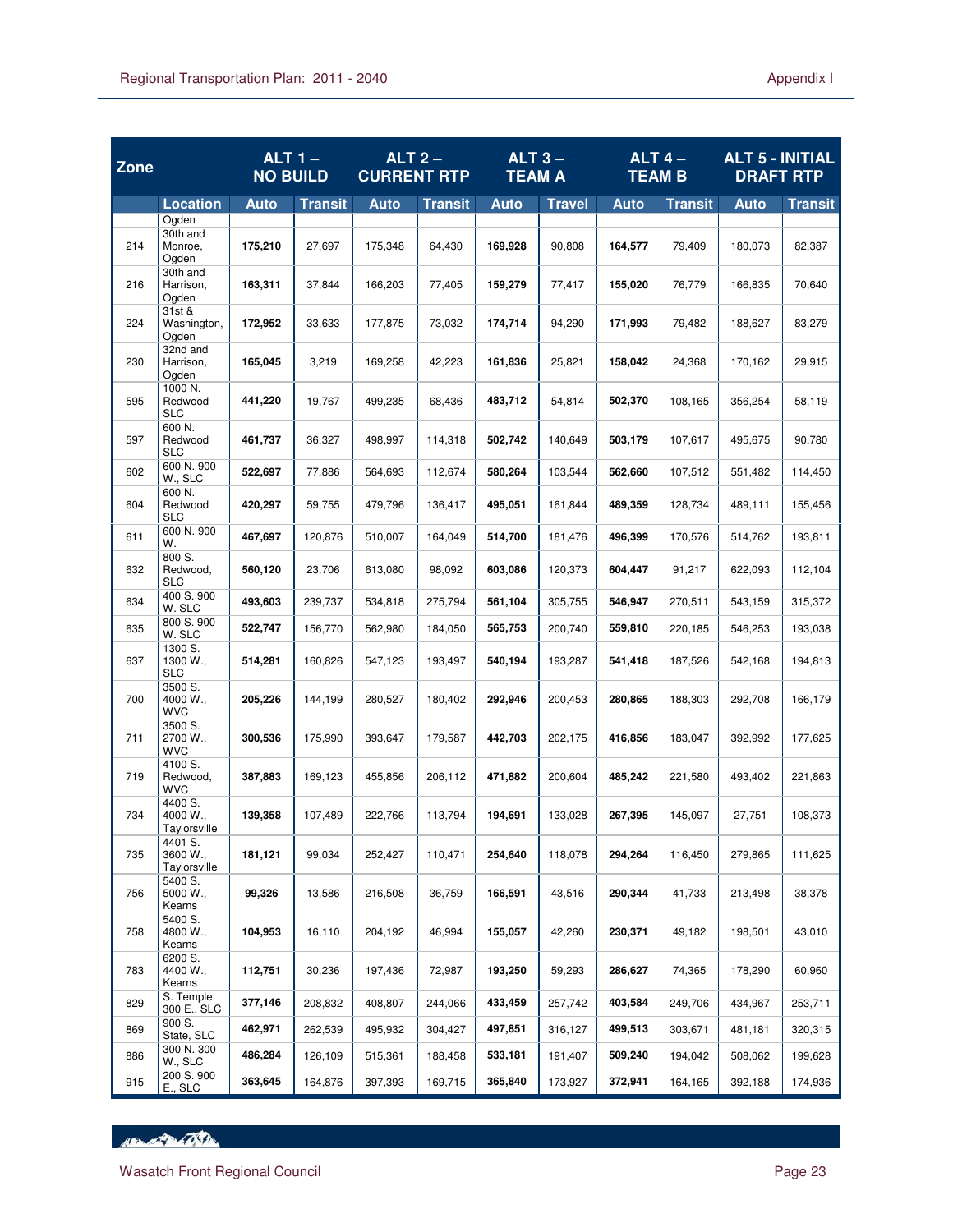| Zone | | ALT 1 – NO BUILD | | ALT 2 – CURRENT RTP | | ALT 3 – TEAM A | | ALT 4 – TEAM B | | ALT 5 - INITIAL DRAFT RTP | |
|---|---|---|---|---|---|---|---|---|---|---|---|
| | Location | Auto | Transit | Auto | Transit | Auto | Travel | Auto | Transit | Auto | Transit |
| | Ogden | | | | | | | | | | |
| 214 | 30th and Monroe, Ogden | **175,210** | 27,697 | 175,348 | 64,430 | **169,928** | 90,808 | **164,577** | 79,409 | 180,073 | 82,387 |
| 216 | 30th and Harrison, Ogden | **163,311** | 37,844 | 166,203 | 77,405 | **159,279** | 77,417 | **155,020** | 76,779 | 166,835 | 70,640 |
| 224 | 31st & Washington, Ogden | **172,952** | 33,633 | 177,875 | 73,032 | **174,714** | 94,290 | **171,993** | 79,482 | 188,627 | 83,279 |
| 230 | 32nd and Harrison, Ogden | **165,045** | 3,219 | 169,258 | 42,223 | **161,836** | 25,821 | **158,042** | 24,368 | 170,162 | 29,915 |
| 595 | 1000 N. Redwood SLC | **441,220** | 19,767 | 499,235 | 68,436 | **483,712** | 54,814 | **502,370** | 108,165 | 356,254 | 58,119 |
| 597 | 600 N. Redwood SLC | **461,737** | 36,327 | 498,997 | 114,318 | **502,742** | 140,649 | **503,179** | 107,617 | 495,675 | 90,780 |
| 602 | 600 N. 900 W., SLC | **522,697** | 77,886 | 564,693 | 112,674 | **580,264** | 103,544 | **562,660** | 107,512 | 551,482 | 114,450 |
| 604 | 600 N. Redwood SLC | **420,297** | 59,755 | 479,796 | 136,417 | **495,051** | 161,844 | **489,359** | 128,734 | 489,111 | 155,456 |
| 611 | 600 N. 900 W. | **467,697** | 120,876 | 510,007 | 164,049 | **514,700** | 181,476 | **496,399** | 170,576 | 514,762 | 193,811 |
| 632 | 800 S. Redwood, SLC | **560,120** | 23,706 | 613,080 | 98,092 | **603,086** | 120,373 | **604,447** | 91,217 | 622,093 | 112,104 |
| 634 | 400 S. 900 W. SLC | **493,603** | 239,737 | 534,818 | 275,794 | **561,104** | 305,755 | **546,947** | 270,511 | 543,159 | 315,372 |
| 635 | 800 S. 900 W. SLC | **522,747** | 156,770 | 562,980 | 184,050 | **565,753** | 200,740 | **559,810** | 220,185 | 546,253 | 193,038 |
| 637 | 1300 S. 1300 W., SLC | **514,281** | 160,826 | 547,123 | 193,497 | **540,194** | 193,287 | **541,418** | 187,526 | 542,168 | 194,813 |
| 700 | 3500 S. 4000 W., WVC | **205,226** | 144,199 | 280,527 | 180,402 | **292,946** | 200,453 | **280,865** | 188,303 | 292,708 | 166,179 |
| 711 | 3500 S. 2700 W., WVC | **300,536** | 175,990 | 393,647 | 179,587 | **442,703** | 202,175 | **416,856** | 183,047 | 392,992 | 177,625 |
| 719 | 4100 S. Redwood, WVC | **387,883** | 169,123 | 455,856 | 206,112 | **471,882** | 200,604 | **485,242** | 221,580 | 493,402 | 221,863 |
| 734 | 4400 S. 4000 W., Taylorsville | **139,358** | 107,489 | 222,766 | 113,794 | **194,691** | 133,028 | **267,395** | 145,097 | 27,751 | 108,373 |
| 735 | 4401 S. 3600 W., Taylorsville | **181,121** | 99,034 | 252,427 | 110,471 | **254,640** | 118,078 | **294,264** | 116,450 | 279,865 | 111,625 |
| 756 | 5400 S. 5000 W., Kearns | **99,326** | 13,586 | 216,508 | 36,759 | **166,591** | 43,516 | **290,344** | 41,733 | 213,498 | 38,378 |
| 758 | 5400 S. 4800 W., Kearns | **104,953** | 16,110 | 204,192 | 46,994 | **155,057** | 42,260 | **230,371** | 49,182 | 198,501 | 43,010 |
| 783 | 6200 S. 4400 W., Kearns | **112,751** | 30,236 | 197,436 | 72,987 | **193,250** | 59,293 | **286,627** | 74,365 | 178,290 | 60,960 |
| 829 | S. Temple 300 E., SLC | **377,146** | 208,832 | 408,807 | 244,066 | **433,459** | 257,742 | **403,584** | 249,706 | 434,967 | 253,711 |
| 869 | 900 S. State, SLC | **462,971** | 262,539 | 495,932 | 304,427 | **497,851** | 316,127 | **499,513** | 303,671 | 481,181 | 320,315 |
| 886 | 300 N. 300 W., SLC | **486,284** | 126,109 | 515,361 | 188,458 | **533,181** | 191,407 | **509,240** | 194,042 | 508,062 | 199,628 |
| 915 | 200 S. 900 E., SLC | **363,645** | 164,876 | 397,393 | 169,715 | **365,840** | 173,927 | **372,941** | 164,165 | 392,188 | 174,936 |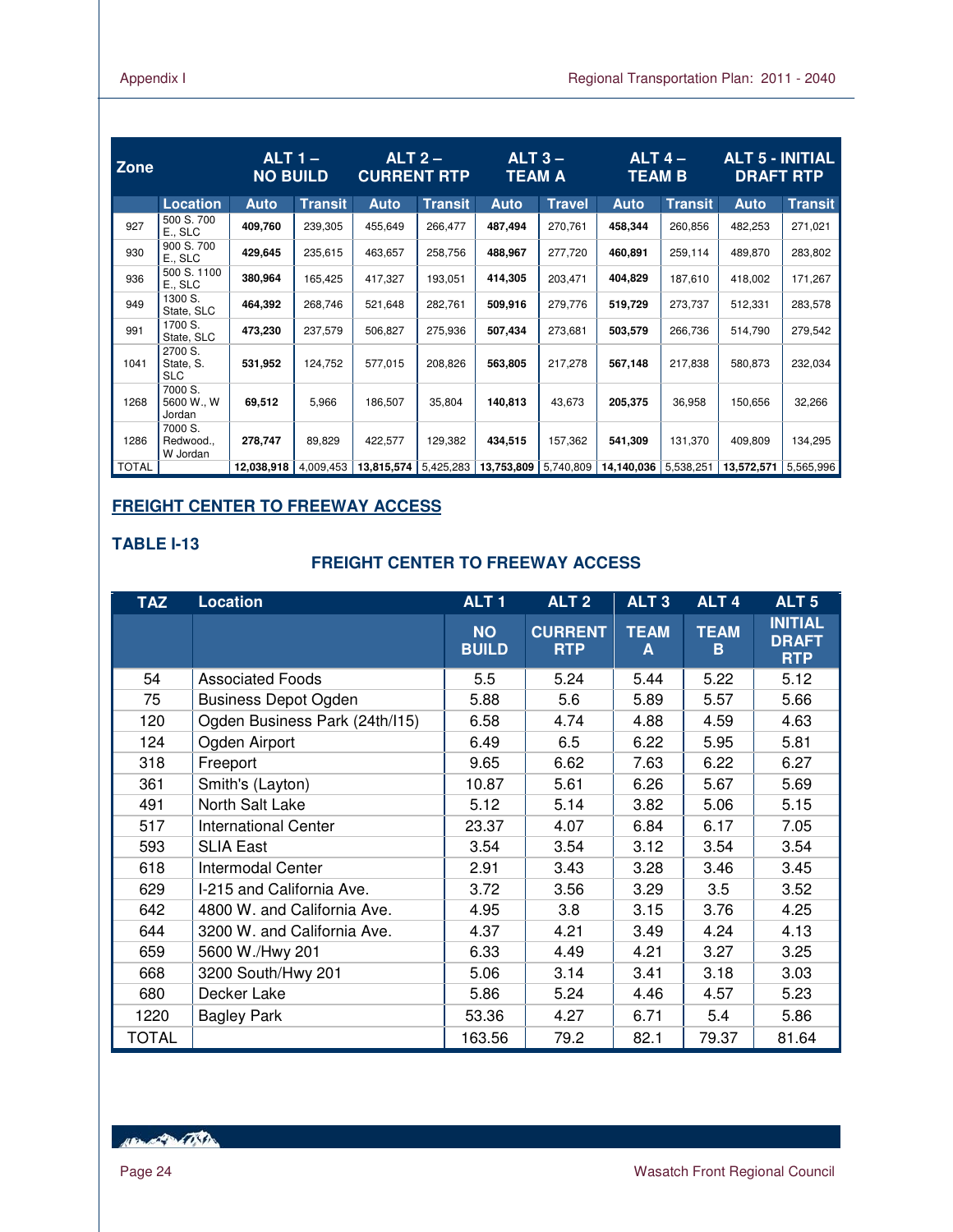| Zone | | ALT 1 – NO BUILD | | ALT 2 – CURRENT RTP | | ALT 3 – TEAM A | | ALT 4 – TEAM B | | ALT 5 - INITIAL DRAFT RTP | |
|---|---|---|---|---|---|---|---|---|---|---|---|
| | Location | Auto | Transit | Auto | Transit | Auto | Travel | Auto | Transit | Auto | Transit |
| 927 | 500 S. 700 E., SLC | **409,760** | 239,305 | 455,649 | 266,477 | **487,494** | 270,761 | **458,344** | 260,856 | 482,253 | 271,021 |
| 930 | 900 S. 700 E., SLC | **429,645** | 235,615 | 463,657 | 258,756 | **488,967** | 277,720 | **460,891** | 259,114 | 489,870 | 283,802 |
| 936 | 500 S. 1100 E., SLC | **380,964** | 165,425 | 417,327 | 193,051 | **414,305** | 203,471 | **404,829** | 187,610 | 418,002 | 171,267 |
| 949 | 1300 S. State, SLC | **464,392** | 268,746 | 521,648 | 282,761 | **509,916** | 279,776 | **519,729** | 273,737 | 512,331 | 283,578 |
| 991 | 1700 S. State, SLC | **473,230** | 237,579 | 506,827 | 275,936 | **507,434** | 273,681 | **503,579** | 266,736 | 514,790 | 279,542 |
| 1041 | 2700 S. State, S. SLC | **531,952** | 124,752 | 577,015 | 208,826 | **563,805** | 217,278 | **567,148** | 217,838 | 580,873 | 232,034 |
| 1268 | 7000 S. 5600 W., W Jordan | **69,512** | 5,966 | 186,507 | 35,804 | **140,813** | 43,673 | **205,375** | 36,958 | 150,656 | 32,266 |
| 1286 | 7000 S. Redwood., W Jordan | **278,747** | 89,829 | 422,577 | 129,382 | **434,515** | 157,362 | **541,309** | 131,370 | 409,809 | 134,295 |
| TOTAL | | **12,038,918** | 4,009,453 | **13,815,574** | 5,425,283 | **13,753,809** | 5,740,809 | **14,140,036** | 5,538,251 | **13,572,571** | 5,565,996 |

## FREIGHT CENTER TO FREEWAY ACCESS

**TABLE I-13**

**FREIGHT CENTER TO FREEWAY ACCESS**

| TAZ | Location | ALT 1 | ALT 2 | ALT 3 | ALT 4 | ALT 5 |
|---|---|---|---|---|---|---|
| | | NO BUILD | CURRENT RTP | TEAM A | TEAM B | INITIAL DRAFT RTP |
| 54 | Associated Foods | 5.5 | 5.24 | 5.44 | 5.22 | 5.12 |
| 75 | Business Depot Ogden | 5.88 | 5.6 | 5.89 | 5.57 | 5.66 |
| 120 | Ogden Business Park (24th/I15) | 6.58 | 4.74 | 4.88 | 4.59 | 4.63 |
| 124 | Ogden Airport | 6.49 | 6.5 | 6.22 | 5.95 | 5.81 |
| 318 | Freeport | 9.65 | 6.62 | 7.63 | 6.22 | 6.27 |
| 361 | Smith's (Layton) | 10.87 | 5.61 | 6.26 | 5.67 | 5.69 |
| 491 | North Salt Lake | 5.12 | 5.14 | 3.82 | 5.06 | 5.15 |
| 517 | International Center | 23.37 | 4.07 | 6.84 | 6.17 | 7.05 |
| 593 | SLIA East | 3.54 | 3.54 | 3.12 | 3.54 | 3.54 |
| 618 | Intermodal Center | 2.91 | 3.43 | 3.28 | 3.46 | 3.45 |
| 629 | I-215 and California Ave. | 3.72 | 3.56 | 3.29 | 3.5 | 3.52 |
| 642 | 4800 W. and California Ave. | 4.95 | 3.8 | 3.15 | 3.76 | 4.25 |
| 644 | 3200 W. and California Ave. | 4.37 | 4.21 | 3.49 | 4.24 | 4.13 |
| 659 | 5600 W./Hwy 201 | 6.33 | 4.49 | 4.21 | 3.27 | 3.25 |
| 668 | 3200 South/Hwy 201 | 5.06 | 3.14 | 3.41 | 3.18 | 3.03 |
| 680 | Decker Lake | 5.86 | 5.24 | 4.46 | 4.57 | 5.23 |
| 1220 | Bagley Park | 53.36 | 4.27 | 6.71 | 5.4 | 5.86 |
| TOTAL | | 163.56 | 79.2 | 82.1 | 79.37 | 81.64 |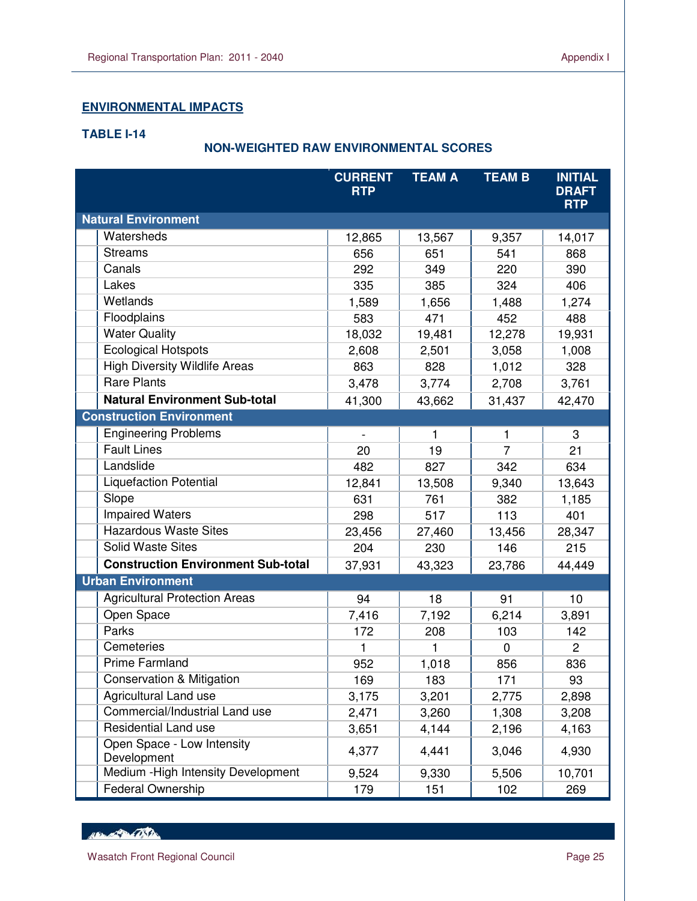## ENVIRONMENTAL IMPACTS

### TABLE I-14

**NON-WEIGHTED RAW ENVIRONMENTAL SCORES**

| | CURRENT RTP | TEAM A | TEAM B | INITIAL DRAFT RTP |
|---|---|---|---|---|
| **Natural Environment** | | | | |
| Watersheds | 12,865 | 13,567 | 9,357 | 14,017 |
| Streams | 656 | 651 | 541 | 868 |
| Canals | 292 | 349 | 220 | 390 |
| Lakes | 335 | 385 | 324 | 406 |
| Wetlands | 1,589 | 1,656 | 1,488 | 1,274 |
| Floodplains | 583 | 471 | 452 | 488 |
| Water Quality | 18,032 | 19,481 | 12,278 | 19,931 |
| Ecological Hotspots | 2,608 | 2,501 | 3,058 | 1,008 |
| High Diversity Wildlife Areas | 863 | 828 | 1,012 | 328 |
| Rare Plants | 3,478 | 3,774 | 2,708 | 3,761 |
| **Natural Environment Sub-total** | 41,300 | 43,662 | 31,437 | 42,470 |
| **Construction Environment** | | | | |
| Engineering Problems | - | 1 | 1 | 3 |
| Fault Lines | 20 | 19 | 7 | 21 |
| Landslide | 482 | 827 | 342 | 634 |
| Liquefaction Potential | 12,841 | 13,508 | 9,340 | 13,643 |
| Slope | 631 | 761 | 382 | 1,185 |
| Impaired Waters | 298 | 517 | 113 | 401 |
| Hazardous Waste Sites | 23,456 | 27,460 | 13,456 | 28,347 |
| Solid Waste Sites | 204 | 230 | 146 | 215 |
| **Construction Environment Sub-total** | 37,931 | 43,323 | 23,786 | 44,449 |
| **Urban Environment** | | | | |
| Agricultural Protection Areas | 94 | 18 | 91 | 10 |
| Open Space | 7,416 | 7,192 | 6,214 | 3,891 |
| Parks | 172 | 208 | 103 | 142 |
| Cemeteries | 1 | 1 | 0 | 2 |
| Prime Farmland | 952 | 1,018 | 856 | 836 |
| Conservation & Mitigation | 169 | 183 | 171 | 93 |
| Agricultural Land use | 3,175 | 3,201 | 2,775 | 2,898 |
| Commercial/Industrial Land use | 2,471 | 3,260 | 1,308 | 3,208 |
| Residential Land use | 3,651 | 4,144 | 2,196 | 4,163 |
| Open Space - Low Intensity Development | 4,377 | 4,441 | 3,046 | 4,930 |
| Medium -High Intensity Development | 9,524 | 9,330 | 5,506 | 10,701 |
| Federal Ownership | 179 | 151 | 102 | 269 |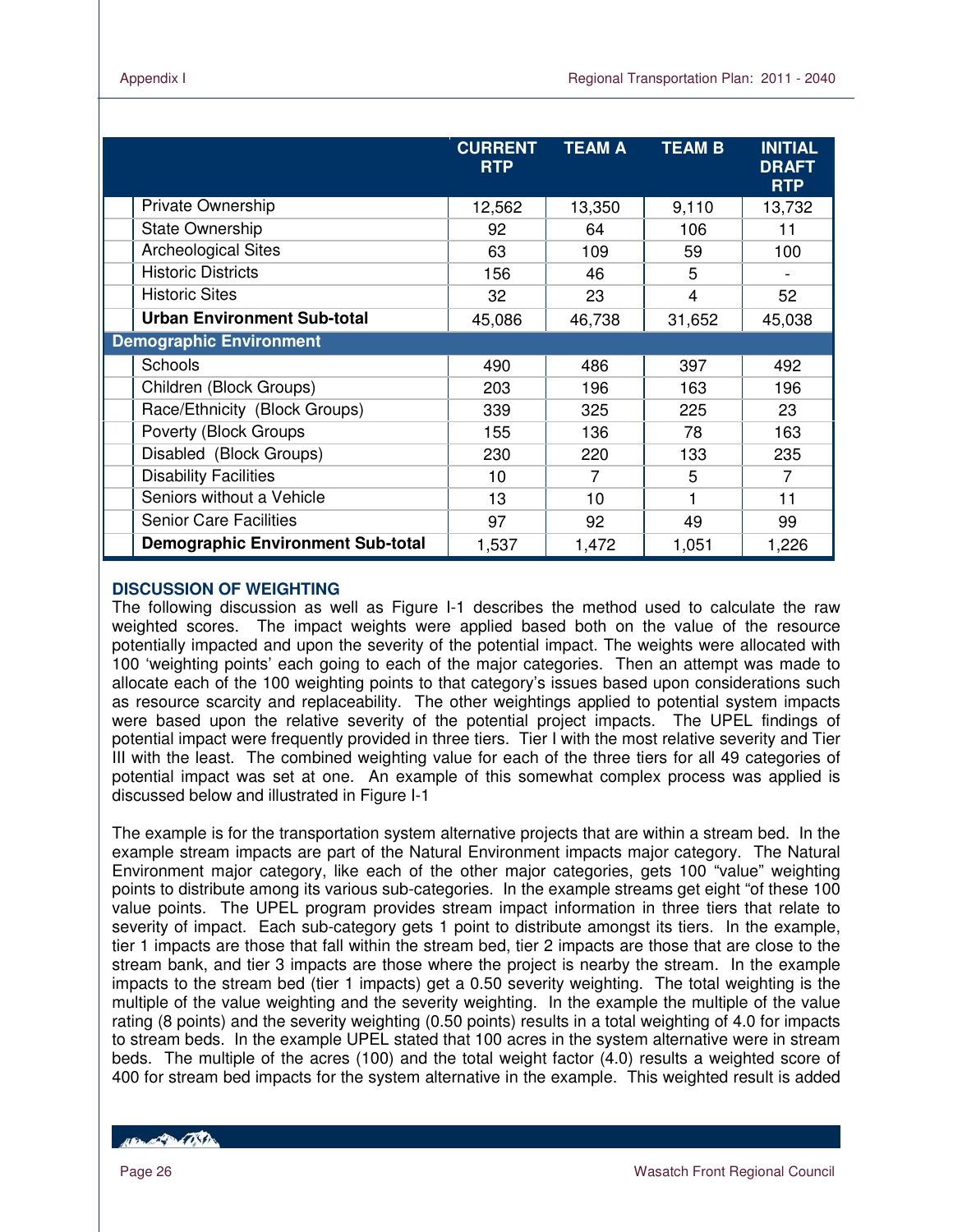| | CURRENT RTP | TEAM A | TEAM B | INITIAL DRAFT RTP |
|---|---|---|---|---|
| Private Ownership | 12,562 | 13,350 | 9,110 | 13,732 |
| State Ownership | 92 | 64 | 106 | 11 |
| Archeological Sites | 63 | 109 | 59 | 100 |
| Historic Districts | 156 | 46 | 5 | - |
| Historic Sites | 32 | 23 | 4 | 52 |
| **Urban Environment Sub-total** | 45,086 | 46,738 | 31,652 | 45,038 |
| **Demographic Environment** | | | | |
| Schools | 490 | 486 | 397 | 492 |
| Children (Block Groups) | 203 | 196 | 163 | 196 |
| Race/Ethnicity (Block Groups) | 339 | 325 | 225 | 23 |
| Poverty (Block Groups | 155 | 136 | 78 | 163 |
| Disabled (Block Groups) | 230 | 220 | 133 | 235 |
| Disability Facilities | 10 | 7 | 5 | 7 |
| Seniors without a Vehicle | 13 | 10 | 1 | 11 |
| Senior Care Facilities | 97 | 92 | 49 | 99 |
| **Demographic Environment Sub-total** | 1,537 | 1,472 | 1,051 | 1,226 |

### DISCUSSION OF WEIGHTING

The following discussion as well as Figure I-1 describes the method used to calculate the raw weighted scores. The impact weights were applied based both on the value of the resource potentially impacted and upon the severity of the potential impact. The weights were allocated with 100 'weighting points' each going to each of the major categories. Then an attempt was made to allocate each of the 100 weighting points to that category's issues based upon considerations such as resource scarcity and replaceability. The other weightings applied to potential system impacts were based upon the relative severity of the potential project impacts. The UPEL findings of potential impact were frequently provided in three tiers. Tier I with the most relative severity and Tier III with the least. The combined weighting value for each of the three tiers for all 49 categories of potential impact was set at one. An example of this somewhat complex process was applied is discussed below and illustrated in Figure I-1

The example is for the transportation system alternative projects that are within a stream bed. In the example stream impacts are part of the Natural Environment impacts major category. The Natural Environment major category, like each of the other major categories, gets 100 "value" weighting points to distribute among its various sub-categories. In the example streams get eight "of these 100 value points. The UPEL program provides stream impact information in three tiers that relate to severity of impact. Each sub-category gets 1 point to distribute amongst its tiers. In the example, tier 1 impacts are those that fall within the stream bed, tier 2 impacts are those that are close to the stream bank, and tier 3 impacts are those where the project is nearby the stream. In the example impacts to the stream bed (tier 1 impacts) get a 0.50 severity weighting. The total weighting is the multiple of the value weighting and the severity weighting. In the example the multiple of the value rating (8 points) and the severity weighting (0.50 points) results in a total weighting of 4.0 for impacts to stream beds. In the example UPEL stated that 100 acres in the system alternative were in stream beds. The multiple of the acres (100) and the total weight factor (4.0) results a weighted score of 400 for stream bed impacts for the system alternative in the example. This weighted result is added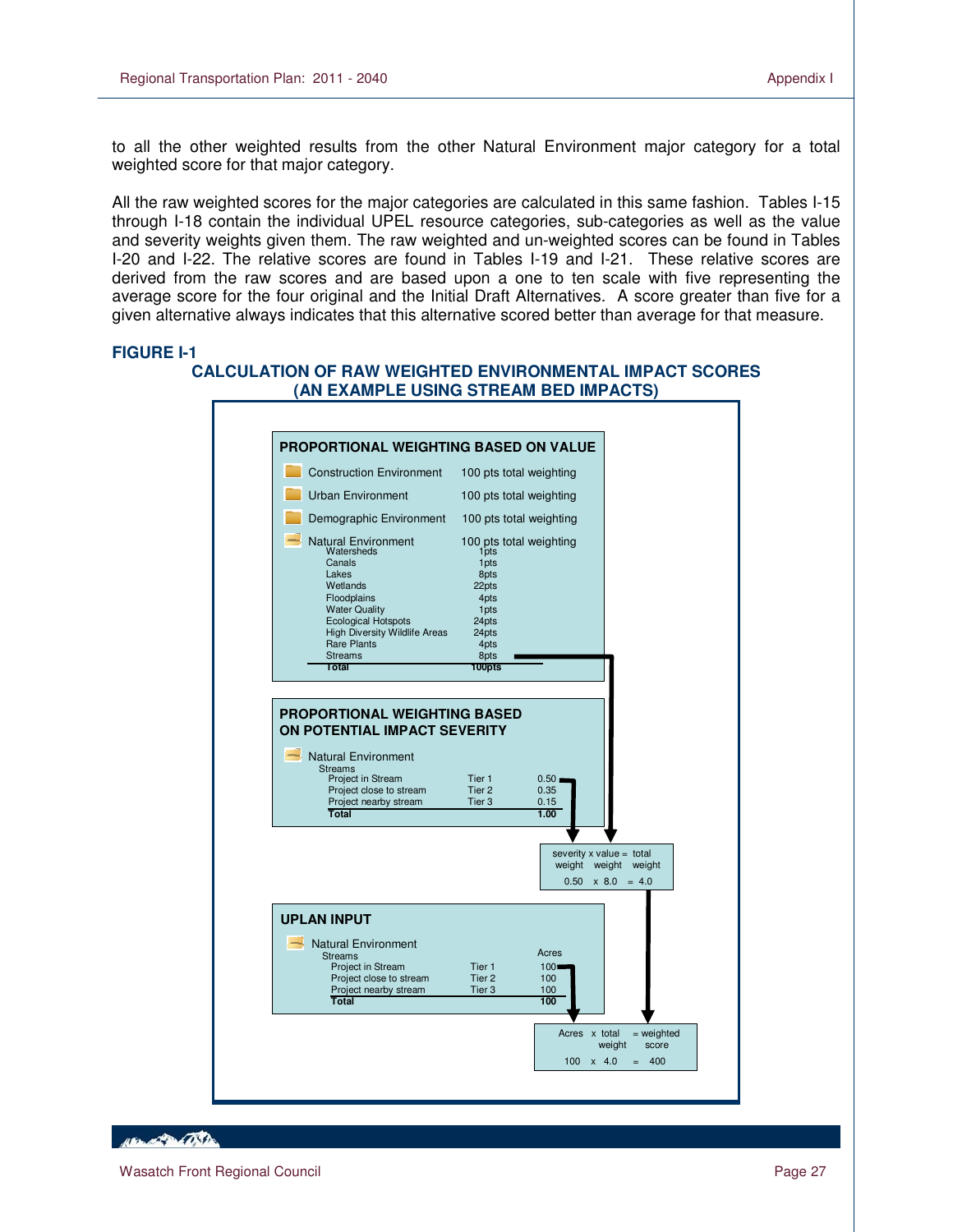to all the other weighted results from the other Natural Environment major category for a total weighted score for that major category.

All the raw weighted scores for the major categories are calculated in this same fashion. Tables I-15 through I-18 contain the individual UPEL resource categories, sub-categories as well as the value and severity weights given them. The raw weighted and un-weighted scores can be found in Tables I-20 and I-22. The relative scores are found in Tables I-19 and I-21. These relative scores are derived from the raw scores and are based upon a one to ten scale with five representing the average score for the four original and the Initial Draft Alternatives. A score greater than five for a given alternative always indicates that this alternative scored better than average for that measure.

**FIGURE I-1**

**CALCULATION OF RAW WEIGHTED ENVIRONMENTAL IMPACT SCORES (AN EXAMPLE USING STREAM BED IMPACTS)**

**PROPORTIONAL WEIGHTING BASED ON VALUE**

| | |
|---|---|
| Construction Environment | 100 pts total weighting |
| Urban Environment | 100 pts total weighting |
| Demographic Environment | 100 pts total weighting |
| Natural Environment | 100 pts total weighting |
| Watersheds | 1pts |
| Canals | 1pts |
| Lakes | 8pts |
| Wetlands | 22pts |
| Floodplains | 4pts |
| Water Quality | 1pts |
| Ecological Hotspots | 24pts |
| High Diversity Wildlife Areas | 24pts |
| Rare Plants | 4pts |
| Streams | 8pts |
| **Total** | **100pts** |

**PROPORTIONAL WEIGHTING BASED ON POTENTIAL IMPACT SEVERITY**

Natural Environment

| Streams | | |
|---|---|---|
| Project in Stream | Tier 1 | 0.50 |
| Project close to stream | Tier 2 | 0.35 |
| Project nearby stream | Tier 3 | 0.15 |
| **Total** | | **1.00** |

severity weight x value weight = total weight

0.50 x 8.0 = 4.0

**UPLAN INPUT**

Natural Environment

| Streams | | Acres |
|---|---|---|
| Project in Stream | Tier 1 | 100 |
| Project close to stream | Tier 2 | 100 |
| Project nearby stream | Tier 3 | 100 |
| **Total** | | **100** |

Acres x total weight = weighted score

100 x 4.0 = 400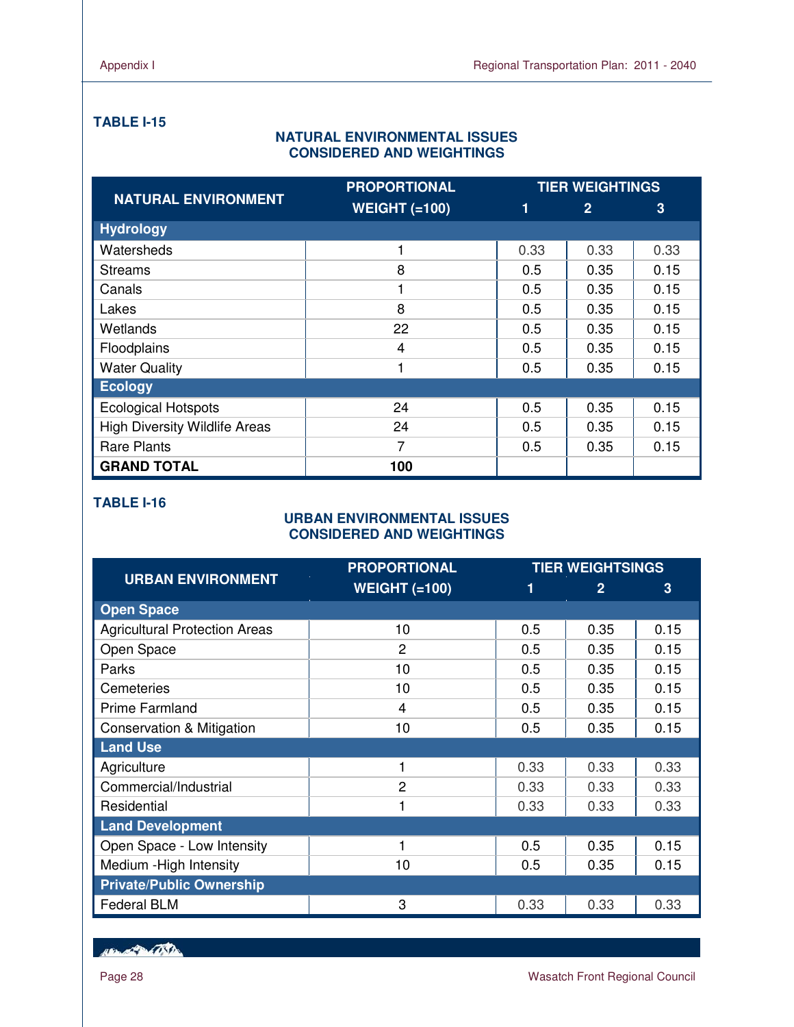**TABLE I-15**

**NATURAL ENVIRONMENTAL ISSUES CONSIDERED AND WEIGHTINGS**

| NATURAL ENVIRONMENT | PROPORTIONAL WEIGHT (=100) | TIER WEIGHTINGS | | |
|---|---|---|---|---|
| | | 1 | 2 | 3 |
| **Hydrology** | | | | |
| Watersheds | 1 | 0.33 | 0.33 | 0.33 |
| Streams | 8 | 0.5 | 0.35 | 0.15 |
| Canals | 1 | 0.5 | 0.35 | 0.15 |
| Lakes | 8 | 0.5 | 0.35 | 0.15 |
| Wetlands | 22 | 0.5 | 0.35 | 0.15 |
| Floodplains | 4 | 0.5 | 0.35 | 0.15 |
| Water Quality | 1 | 0.5 | 0.35 | 0.15 |
| **Ecology** | | | | |
| Ecological Hotspots | 24 | 0.5 | 0.35 | 0.15 |
| High Diversity Wildlife Areas | 24 | 0.5 | 0.35 | 0.15 |
| Rare Plants | 7 | 0.5 | 0.35 | 0.15 |
| **GRAND TOTAL** | **100** | | | |

**TABLE I-16**

**URBAN ENVIRONMENTAL ISSUES CONSIDERED AND WEIGHTINGS**

| URBAN ENVIRONMENT | PROPORTIONAL WEIGHT (=100) | TIER WEIGHTSINGS | | |
|---|---|---|---|---|
| | | 1 | 2 | 3 |
| **Open Space** | | | | |
| Agricultural Protection Areas | 10 | 0.5 | 0.35 | 0.15 |
| Open Space | 2 | 0.5 | 0.35 | 0.15 |
| Parks | 10 | 0.5 | 0.35 | 0.15 |
| Cemeteries | 10 | 0.5 | 0.35 | 0.15 |
| Prime Farmland | 4 | 0.5 | 0.35 | 0.15 |
| Conservation & Mitigation | 10 | 0.5 | 0.35 | 0.15 |
| **Land Use** | | | | |
| Agriculture | 1 | 0.33 | 0.33 | 0.33 |
| Commercial/Industrial | 2 | 0.33 | 0.33 | 0.33 |
| Residential | 1 | 0.33 | 0.33 | 0.33 |
| **Land Development** | | | | |
| Open Space - Low Intensity | 1 | 0.5 | 0.35 | 0.15 |
| Medium -High Intensity | 10 | 0.5 | 0.35 | 0.15 |
| **Private/Public Ownership** | | | | |
| Federal BLM | 3 | 0.33 | 0.33 | 0.33 |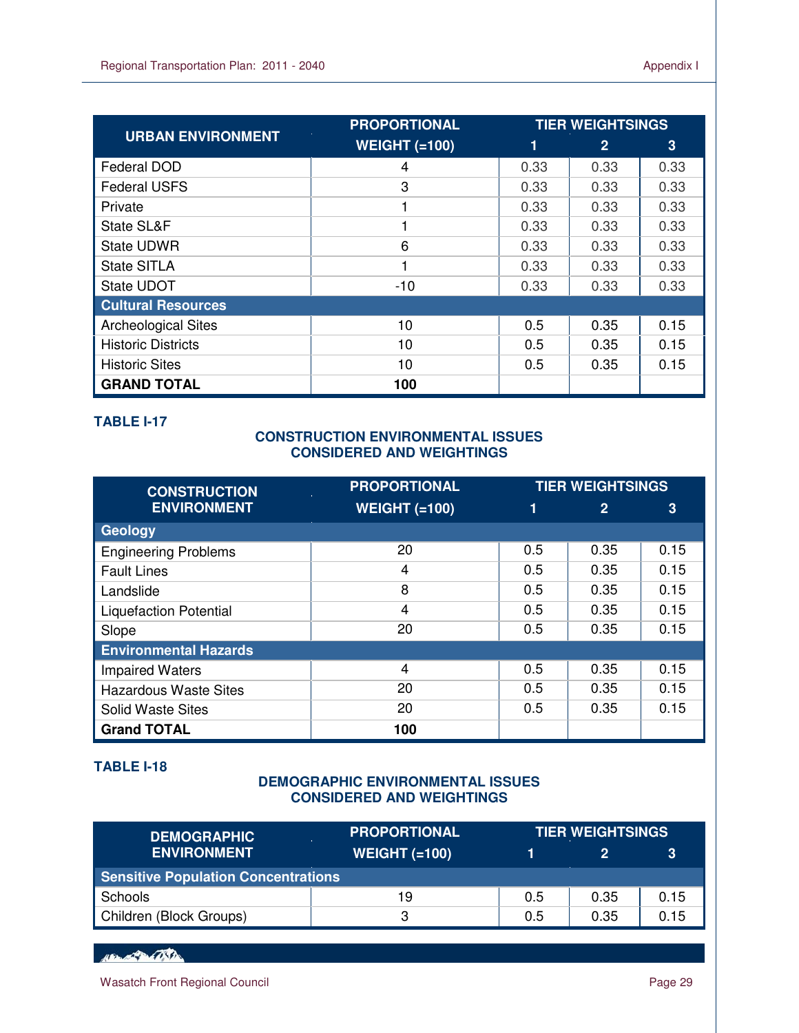| URBAN ENVIRONMENT | PROPORTIONAL WEIGHT (=100) | TIER WEIGHTSINGS | | |
|---|---|---|---|---|
| | | 1 | 2 | 3 |
| Federal DOD | 4 | 0.33 | 0.33 | 0.33 |
| Federal USFS | 3 | 0.33 | 0.33 | 0.33 |
| Private | 1 | 0.33 | 0.33 | 0.33 |
| State SL&F | 1 | 0.33 | 0.33 | 0.33 |
| State UDWR | 6 | 0.33 | 0.33 | 0.33 |
| State SITLA | 1 | 0.33 | 0.33 | 0.33 |
| State UDOT | -10 | 0.33 | 0.33 | 0.33 |
| **Cultural Resources** | | | | |
| Archeological Sites | 10 | 0.5 | 0.35 | 0.15 |
| Historic Districts | 10 | 0.5 | 0.35 | 0.15 |
| Historic Sites | 10 | 0.5 | 0.35 | 0.15 |
| **GRAND TOTAL** | **100** | | | |

**TABLE I-17**

**CONSTRUCTION ENVIRONMENTAL ISSUES CONSIDERED AND WEIGHTINGS**

| CONSTRUCTION ENVIRONMENT | PROPORTIONAL WEIGHT (=100) | TIER WEIGHTSINGS | | |
|---|---|---|---|---|
| | | 1 | 2 | 3 |
| **Geology** | | | | |
| Engineering Problems | 20 | 0.5 | 0.35 | 0.15 |
| Fault Lines | 4 | 0.5 | 0.35 | 0.15 |
| Landslide | 8 | 0.5 | 0.35 | 0.15 |
| Liquefaction Potential | 4 | 0.5 | 0.35 | 0.15 |
| Slope | 20 | 0.5 | 0.35 | 0.15 |
| **Environmental Hazards** | | | | |
| Impaired Waters | 4 | 0.5 | 0.35 | 0.15 |
| Hazardous Waste Sites | 20 | 0.5 | 0.35 | 0.15 |
| Solid Waste Sites | 20 | 0.5 | 0.35 | 0.15 |
| **Grand TOTAL** | **100** | | | |

**TABLE I-18**

**DEMOGRAPHIC ENVIRONMENTAL ISSUES CONSIDERED AND WEIGHTINGS**

| DEMOGRAPHIC ENVIRONMENT | PROPORTIONAL WEIGHT (=100) | TIER WEIGHTSINGS | | |
|---|---|---|---|---|
| | | 1 | 2 | 3 |
| **Sensitive Population Concentrations** | | | | |
| Schools | 19 | 0.5 | 0.35 | 0.15 |
| Children (Block Groups) | 3 | 0.5 | 0.35 | 0.15 |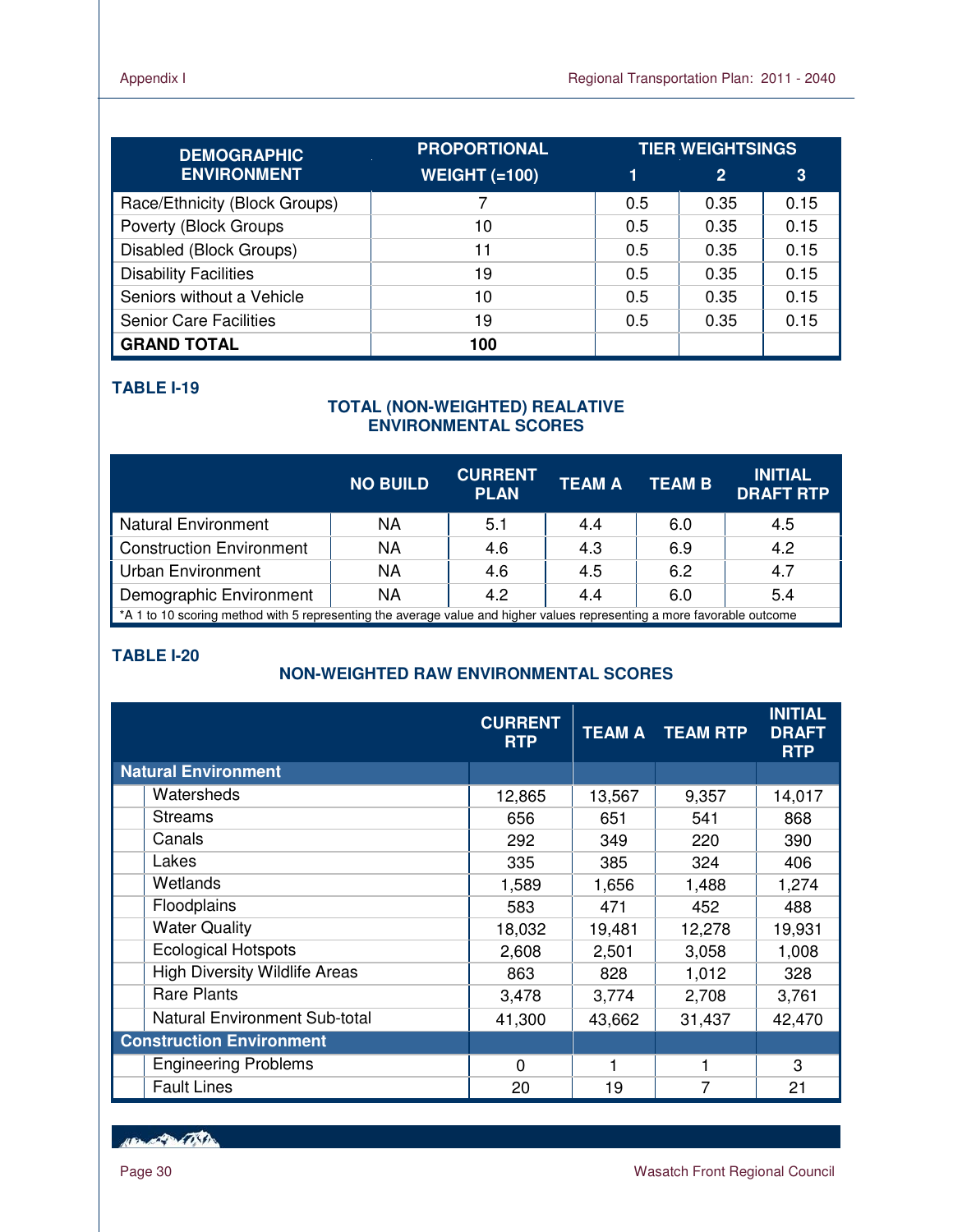| DEMOGRAPHIC ENVIRONMENT | PROPORTIONAL WEIGHT (=100) | TIER WEIGHTSINGS | | |
|---|---|---|---|---|
| | | 1 | 2 | 3 |
| Race/Ethnicity (Block Groups) | 7 | 0.5 | 0.35 | 0.15 |
| Poverty (Block Groups | 10 | 0.5 | 0.35 | 0.15 |
| Disabled (Block Groups) | 11 | 0.5 | 0.35 | 0.15 |
| Disability Facilities | 19 | 0.5 | 0.35 | 0.15 |
| Seniors without a Vehicle | 10 | 0.5 | 0.35 | 0.15 |
| Senior Care Facilities | 19 | 0.5 | 0.35 | 0.15 |
| **GRAND TOTAL** | **100** | | | |

**TABLE I-19**

**TOTAL (NON-WEIGHTED) REALATIVE ENVIRONMENTAL SCORES**

| | NO BUILD | CURRENT PLAN | TEAM A | TEAM B | INITIAL DRAFT RTP |
|---|---|---|---|---|---|
| Natural Environment | NA | 5.1 | 4.4 | 6.0 | 4.5 |
| Construction Environment | NA | 4.6 | 4.3 | 6.9 | 4.2 |
| Urban Environment | NA | 4.6 | 4.5 | 6.2 | 4.7 |
| Demographic Environment | NA | 4.2 | 4.4 | 6.0 | 5.4 |

*A 1 to 10 scoring method with 5 representing the average value and higher values representing a more favorable outcome

**TABLE I-20**

**NON-WEIGHTED RAW ENVIRONMENTAL SCORES**

| | CURRENT RTP | TEAM A | TEAM RTP | INITIAL DRAFT RTP |
|---|---|---|---|---|
| **Natural Environment** | | | | |
| Watersheds | 12,865 | 13,567 | 9,357 | 14,017 |
| Streams | 656 | 651 | 541 | 868 |
| Canals | 292 | 349 | 220 | 390 |
| Lakes | 335 | 385 | 324 | 406 |
| Wetlands | 1,589 | 1,656 | 1,488 | 1,274 |
| Floodplains | 583 | 471 | 452 | 488 |
| Water Quality | 18,032 | 19,481 | 12,278 | 19,931 |
| Ecological Hotspots | 2,608 | 2,501 | 3,058 | 1,008 |
| High Diversity Wildlife Areas | 863 | 828 | 1,012 | 328 |
| Rare Plants | 3,478 | 3,774 | 2,708 | 3,761 |
| Natural Environment Sub-total | 41,300 | 43,662 | 31,437 | 42,470 |
| **Construction Environment** | | | | |
| Engineering Problems | 0 | 1 | 1 | 3 |
| Fault Lines | 20 | 19 | 7 | 21 |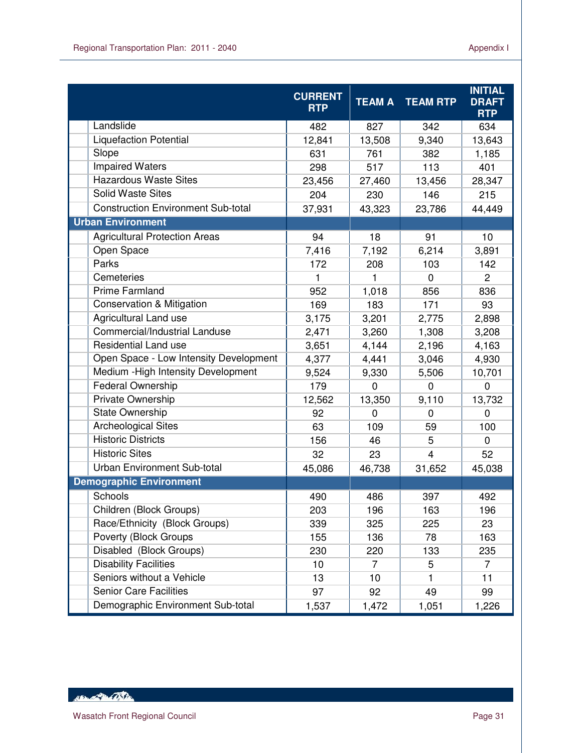| | CURRENT RTP | TEAM A | TEAM RTP | INITIAL DRAFT RTP |
|---|---|---|---|---|
| Landslide | 482 | 827 | 342 | 634 |
| Liquefaction Potential | 12,841 | 13,508 | 9,340 | 13,643 |
| Slope | 631 | 761 | 382 | 1,185 |
| Impaired Waters | 298 | 517 | 113 | 401 |
| Hazardous Waste Sites | 23,456 | 27,460 | 13,456 | 28,347 |
| Solid Waste Sites | 204 | 230 | 146 | 215 |
| Construction Environment Sub-total | 37,931 | 43,323 | 23,786 | 44,449 |
| **Urban Environment** | | | | |
| Agricultural Protection Areas | 94 | 18 | 91 | 10 |
| Open Space | 7,416 | 7,192 | 6,214 | 3,891 |
| Parks | 172 | 208 | 103 | 142 |
| Cemeteries | 1 | 1 | 0 | 2 |
| Prime Farmland | 952 | 1,018 | 856 | 836 |
| Conservation & Mitigation | 169 | 183 | 171 | 93 |
| Agricultural Land use | 3,175 | 3,201 | 2,775 | 2,898 |
| Commercial/Industrial Landuse | 2,471 | 3,260 | 1,308 | 3,208 |
| Residential Land use | 3,651 | 4,144 | 2,196 | 4,163 |
| Open Space - Low Intensity Development | 4,377 | 4,441 | 3,046 | 4,930 |
| Medium -High Intensity Development | 9,524 | 9,330 | 5,506 | 10,701 |
| Federal Ownership | 179 | 0 | 0 | 0 |
| Private Ownership | 12,562 | 13,350 | 9,110 | 13,732 |
| State Ownership | 92 | 0 | 0 | 0 |
| Archeological Sites | 63 | 109 | 59 | 100 |
| Historic Districts | 156 | 46 | 5 | 0 |
| Historic Sites | 32 | 23 | 4 | 52 |
| Urban Environment Sub-total | 45,086 | 46,738 | 31,652 | 45,038 |
| **Demographic Environment** | | | | |
| Schools | 490 | 486 | 397 | 492 |
| Children (Block Groups) | 203 | 196 | 163 | 196 |
| Race/Ethnicity (Block Groups) | 339 | 325 | 225 | 23 |
| Poverty (Block Groups | 155 | 136 | 78 | 163 |
| Disabled (Block Groups) | 230 | 220 | 133 | 235 |
| Disability Facilities | 10 | 7 | 5 | 7 |
| Seniors without a Vehicle | 13 | 10 | 1 | 11 |
| Senior Care Facilities | 97 | 92 | 49 | 99 |
| Demographic Environment Sub-total | 1,537 | 1,472 | 1,051 | 1,226 |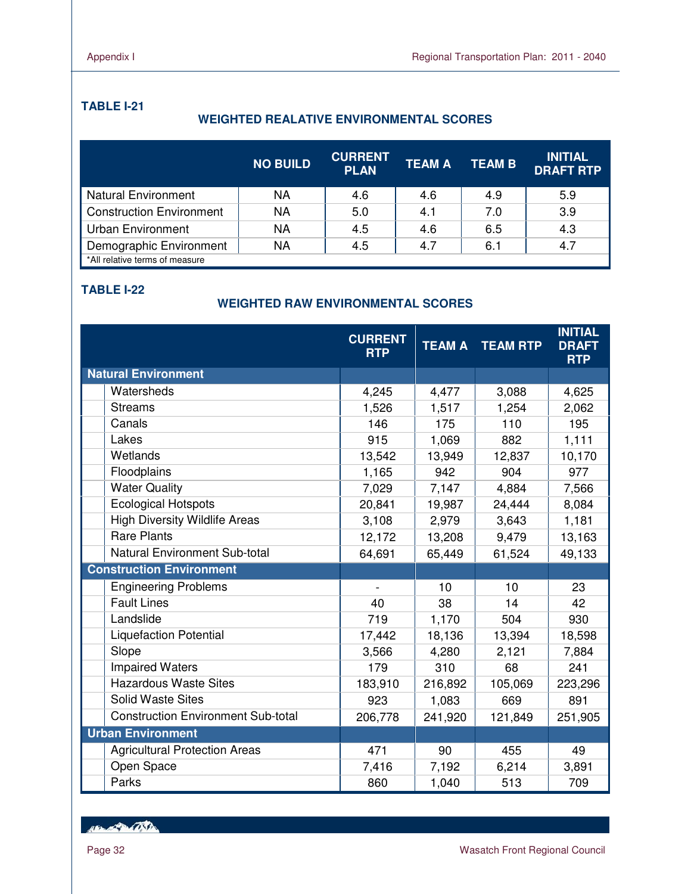**TABLE I-21**

**WEIGHTED REALATIVE ENVIRONMENTAL SCORES**

| | NO BUILD | CURRENT PLAN | TEAM A | TEAM B | INITIAL DRAFT RTP |
|---|---|---|---|---|---|
| Natural Environment | NA | 4.6 | 4.6 | 4.9 | 5.9 |
| Construction Environment | NA | 5.0 | 4.1 | 7.0 | 3.9 |
| Urban Environment | NA | 4.5 | 4.6 | 6.5 | 4.3 |
| Demographic Environment | NA | 4.5 | 4.7 | 6.1 | 4.7 |

*All relative terms of measure

**TABLE I-22**

**WEIGHTED RAW ENVIRONMENTAL SCORES**

| | CURRENT RTP | TEAM A | TEAM RTP | INITIAL DRAFT RTP |
|---|---|---|---|---|
| **Natural Environment** | | | | |
| Watersheds | 4,245 | 4,477 | 3,088 | 4,625 |
| Streams | 1,526 | 1,517 | 1,254 | 2,062 |
| Canals | 146 | 175 | 110 | 195 |
| Lakes | 915 | 1,069 | 882 | 1,111 |
| Wetlands | 13,542 | 13,949 | 12,837 | 10,170 |
| Floodplains | 1,165 | 942 | 904 | 977 |
| Water Quality | 7,029 | 7,147 | 4,884 | 7,566 |
| Ecological Hotspots | 20,841 | 19,987 | 24,444 | 8,084 |
| High Diversity Wildlife Areas | 3,108 | 2,979 | 3,643 | 1,181 |
| Rare Plants | 12,172 | 13,208 | 9,479 | 13,163 |
| Natural Environment Sub-total | 64,691 | 65,449 | 61,524 | 49,133 |
| **Construction Environment** | | | | |
| Engineering Problems | - | 10 | 10 | 23 |
| Fault Lines | 40 | 38 | 14 | 42 |
| Landslide | 719 | 1,170 | 504 | 930 |
| Liquefaction Potential | 17,442 | 18,136 | 13,394 | 18,598 |
| Slope | 3,566 | 4,280 | 2,121 | 7,884 |
| Impaired Waters | 179 | 310 | 68 | 241 |
| Hazardous Waste Sites | 183,910 | 216,892 | 105,069 | 223,296 |
| Solid Waste Sites | 923 | 1,083 | 669 | 891 |
| Construction Environment Sub-total | 206,778 | 241,920 | 121,849 | 251,905 |
| **Urban Environment** | | | | |
| Agricultural Protection Areas | 471 | 90 | 455 | 49 |
| Open Space | 7,416 | 7,192 | 6,214 | 3,891 |
| Parks | 860 | 1,040 | 513 | 709 |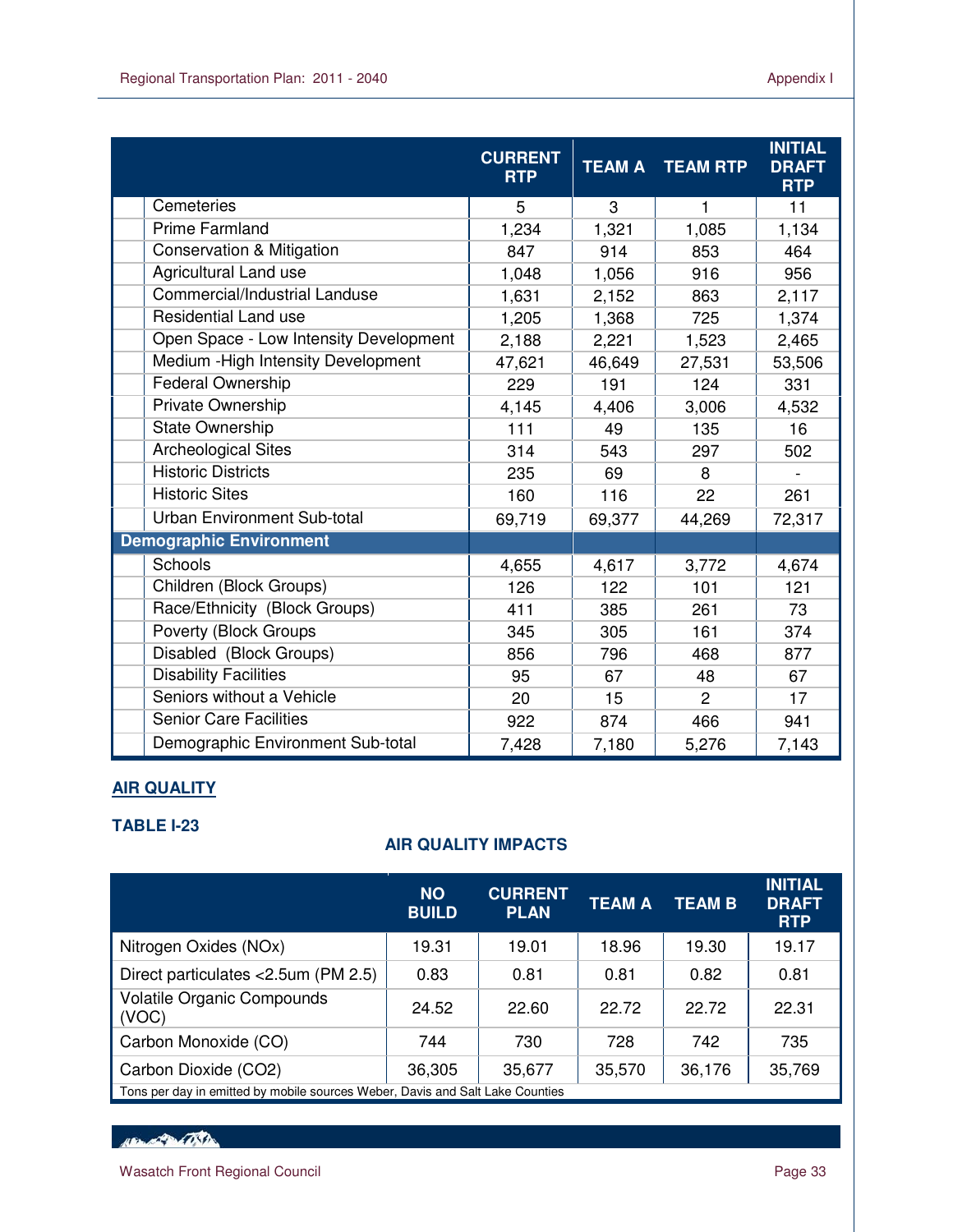| | CURRENT RTP | TEAM A | TEAM RTP | INITIAL DRAFT RTP |
|---|---|---|---|---|
| Cemeteries | 5 | 3 | 1 | 11 |
| Prime Farmland | 1,234 | 1,321 | 1,085 | 1,134 |
| Conservation & Mitigation | 847 | 914 | 853 | 464 |
| Agricultural Land use | 1,048 | 1,056 | 916 | 956 |
| Commercial/Industrial Landuse | 1,631 | 2,152 | 863 | 2,117 |
| Residential Land use | 1,205 | 1,368 | 725 | 1,374 |
| Open Space - Low Intensity Development | 2,188 | 2,221 | 1,523 | 2,465 |
| Medium -High Intensity Development | 47,621 | 46,649 | 27,531 | 53,506 |
| Federal Ownership | 229 | 191 | 124 | 331 |
| Private Ownership | 4,145 | 4,406 | 3,006 | 4,532 |
| State Ownership | 111 | 49 | 135 | 16 |
| Archeological Sites | 314 | 543 | 297 | 502 |
| Historic Districts | 235 | 69 | 8 | - |
| Historic Sites | 160 | 116 | 22 | 261 |
| Urban Environment Sub-total | 69,719 | 69,377 | 44,269 | 72,317 |
| **Demographic Environment** | | | | |
| Schools | 4,655 | 4,617 | 3,772 | 4,674 |
| Children (Block Groups) | 126 | 122 | 101 | 121 |
| Race/Ethnicity (Block Groups) | 411 | 385 | 261 | 73 |
| Poverty (Block Groups | 345 | 305 | 161 | 374 |
| Disabled (Block Groups) | 856 | 796 | 468 | 877 |
| Disability Facilities | 95 | 67 | 48 | 67 |
| Seniors without a Vehicle | 20 | 15 | 2 | 17 |
| Senior Care Facilities | 922 | 874 | 466 | 941 |
| Demographic Environment Sub-total | 7,428 | 7,180 | 5,276 | 7,143 |

## AIR QUALITY

**TABLE I-23**

**AIR QUALITY IMPACTS**

| | NO BUILD | CURRENT PLAN | TEAM A | TEAM B | INITIAL DRAFT RTP |
|---|---|---|---|---|---|
| Nitrogen Oxides (NOx) | 19.31 | 19.01 | 18.96 | 19.30 | 19.17 |
| Direct particulates <2.5um (PM 2.5) | 0.83 | 0.81 | 0.81 | 0.82 | 0.81 |
| Volatile Organic Compounds (VOC) | 24.52 | 22.60 | 22.72 | 22.72 | 22.31 |
| Carbon Monoxide (CO) | 744 | 730 | 728 | 742 | 735 |
| Carbon Dioxide (CO2) | 36,305 | 35,677 | 35,570 | 36,176 | 35,769 |

Tons per day in emitted by mobile sources Weber, Davis and Salt Lake Counties